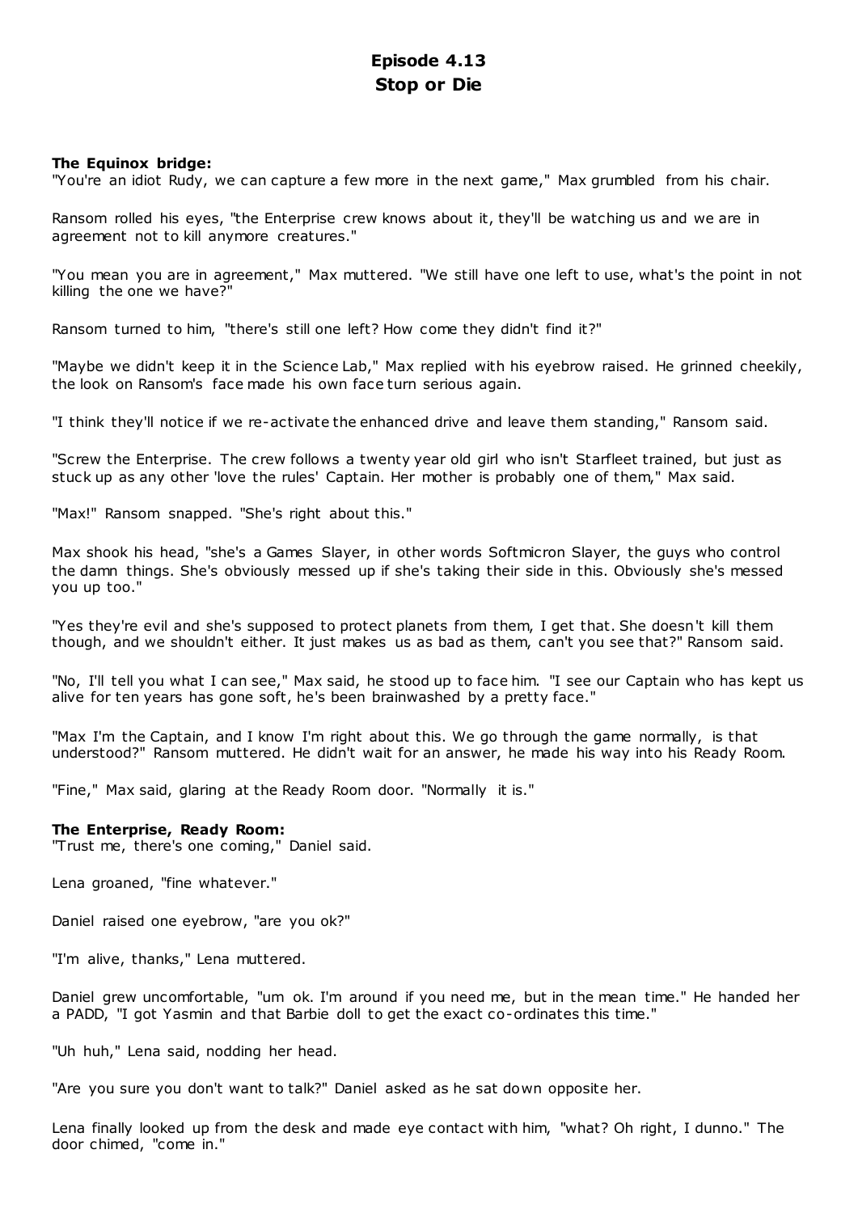# Episode 4.13
## Stop or Die

**The Equinox bridge:**
"You're an idiot Rudy, we can capture a few more in the next game," Max grumbled from his chair.

Ransom rolled his eyes, "the Enterprise crew knows about it, they'll be watching us and we are in agreement not to kill anymore creatures."

"You mean you are in agreement," Max muttered. "We still have one left to use, what's the point in not killing the one we have?"

Ransom turned to him, "there's still one left? How come they didn't find it?"

"Maybe we didn't keep it in the Science Lab," Max replied with his eyebrow raised. He grinned cheekily, the look on Ransom's face made his own face turn serious again.

"I think they'll notice if we re-activate the enhanced drive and leave them standing," Ransom said.

"Screw the Enterprise. The crew follows a twenty year old girl who isn't Starfleet trained, but just as stuck up as any other 'love the rules' Captain. Her mother is probably one of them," Max said.

"Max!" Ransom snapped. "She's right about this."

Max shook his head, "she's a Games Slayer, in other words Softmicron Slayer, the guys who control the damn things. She's obviously messed up if she's taking their side in this. Obviously she's messed you up too."

"Yes they're evil and she's supposed to protect planets from them, I get that. She doesn't kill them though, and we shouldn't either. It just makes us as bad as them, can't you see that?" Ransom said.

"No, I'll tell you what I can see," Max said, he stood up to face him. "I see our Captain who has kept us alive for ten years has gone soft, he's been brainwashed by a pretty face."

"Max I'm the Captain, and I know I'm right about this. We go through the game normally, is that understood?" Ransom muttered. He didn't wait for an answer, he made his way into his Ready Room.

"Fine," Max said, glaring at the Ready Room door. "Normally it is."

**The Enterprise, Ready Room:**
"Trust me, there's one coming," Daniel said.

Lena groaned, "fine whatever."

Daniel raised one eyebrow, "are you ok?"

"I'm alive, thanks," Lena muttered.

Daniel grew uncomfortable, "um ok. I'm around if you need me, but in the mean time." He handed her a PADD, "I got Yasmin and that Barbie doll to get the exact co-ordinates this time."

"Uh huh," Lena said, nodding her head.

"Are you sure you don't want to talk?" Daniel asked as he sat down opposite her.

Lena finally looked up from the desk and made eye contact with him, "what? Oh right, I dunno." The door chimed, "come in."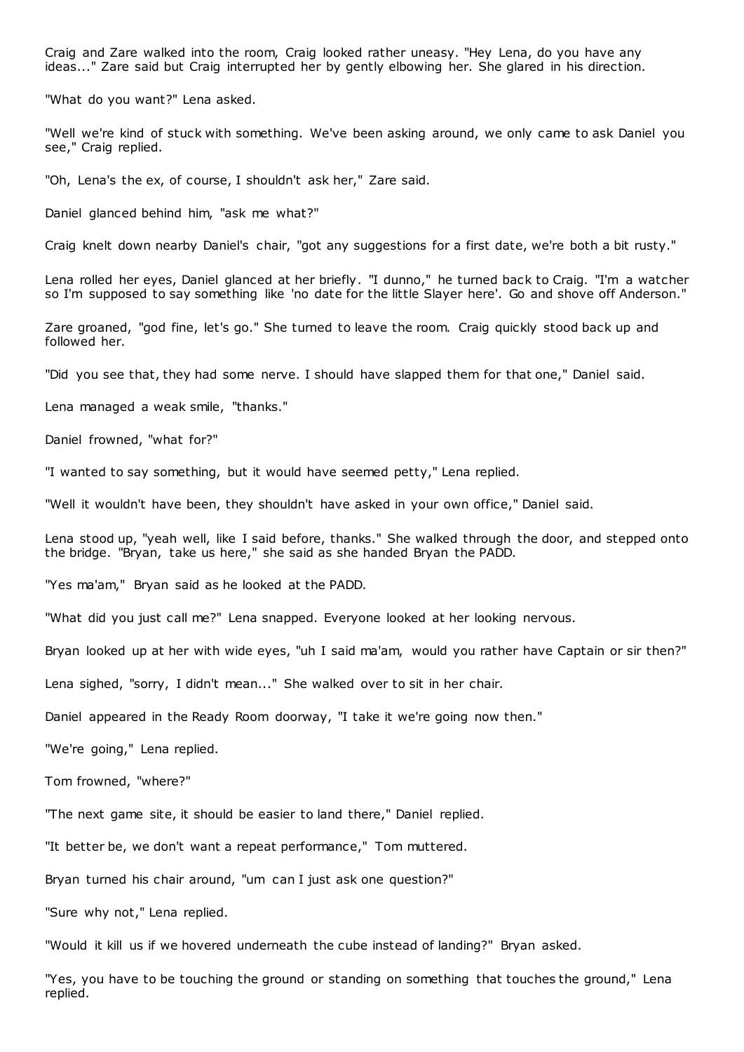Craig and Zare walked into the room, Craig looked rather uneasy. "Hey Lena, do you have any ideas..." Zare said but Craig interrupted her by gently elbowing her. She glared in his direction.

"What do you want?" Lena asked.

"Well we're kind of stuck with something. We've been asking around, we only came to ask Daniel you see," Craig replied.

"Oh, Lena's the ex, of course, I shouldn't ask her," Zare said.

Daniel glanced behind him, "ask me what?"

Craig knelt down nearby Daniel's chair, "got any suggestions for a first date, we're both a bit rusty."

Lena rolled her eyes, Daniel glanced at her briefly. "I dunno," he turned back to Craig. "I'm a watcher so I'm supposed to say something like 'no date for the little Slayer here'. Go and shove off Anderson."

Zare groaned, "god fine, let's go." She turned to leave the room. Craig quickly stood back up and followed her.

"Did you see that, they had some nerve. I should have slapped them for that one," Daniel said.

Lena managed a weak smile, "thanks."

Daniel frowned, "what for?"

"I wanted to say something, but it would have seemed petty," Lena replied.

"Well it wouldn't have been, they shouldn't have asked in your own office," Daniel said.

Lena stood up, "yeah well, like I said before, thanks." She walked through the door, and stepped onto the bridge. "Bryan, take us here," she said as she handed Bryan the PADD.

"Yes ma'am," Bryan said as he looked at the PADD.

"What did you just call me?" Lena snapped. Everyone looked at her looking nervous.

Bryan looked up at her with wide eyes, "uh I said ma'am, would you rather have Captain or sir then?"

Lena sighed, "sorry, I didn't mean..." She walked over to sit in her chair.

Daniel appeared in the Ready Room doorway, "I take it we're going now then."

"We're going," Lena replied.

Tom frowned, "where?"

"The next game site, it should be easier to land there," Daniel replied.

"It better be, we don't want a repeat performance," Tom muttered.

Bryan turned his chair around, "um can I just ask one question?"

"Sure why not," Lena replied.

"Would it kill us if we hovered underneath the cube instead of landing?" Bryan asked.

"Yes, you have to be touching the ground or standing on something that touches the ground," Lena replied.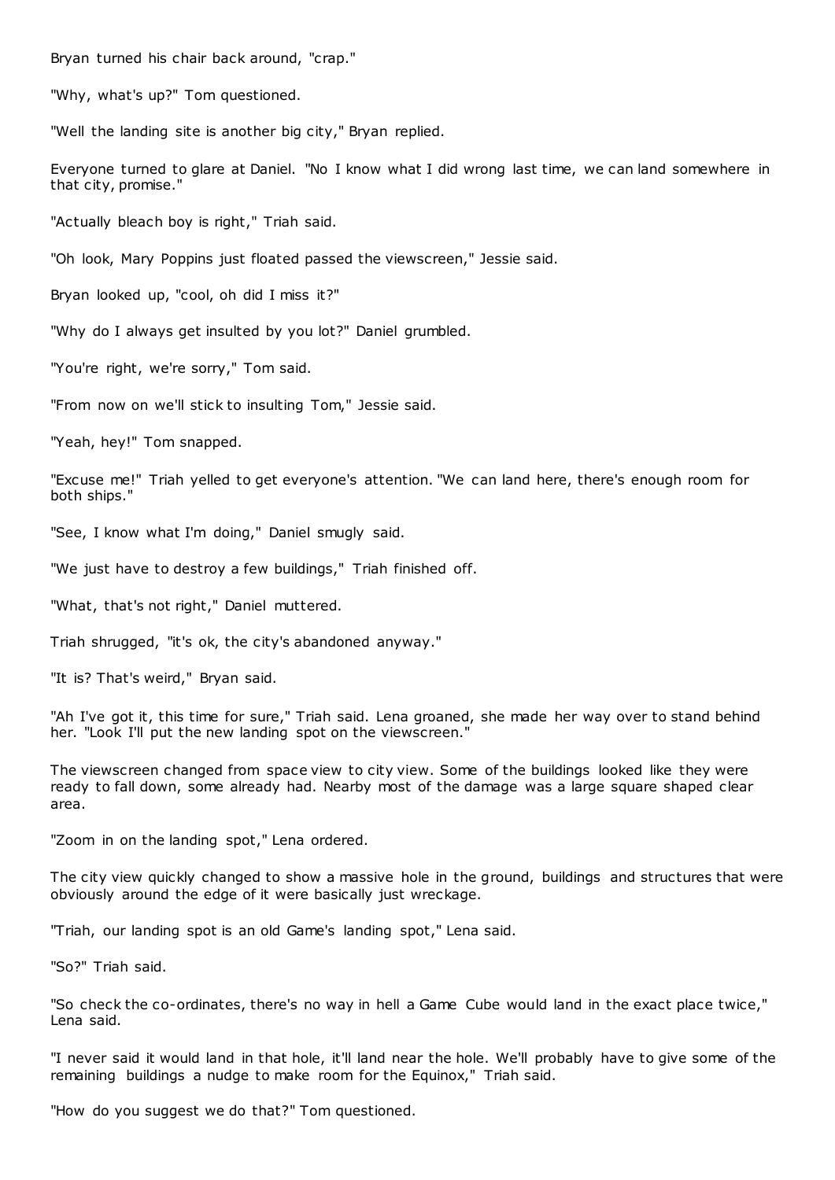Bryan turned his chair back around, "crap."

"Why, what's up?" Tom questioned.

"Well the landing site is another big city," Bryan replied.

Everyone turned to glare at Daniel. "No I know what I did wrong last time, we can land somewhere in that city, promise."

"Actually bleach boy is right," Triah said.

"Oh look, Mary Poppins just floated passed the viewscreen," Jessie said.

Bryan looked up, "cool, oh did I miss it?"

"Why do I always get insulted by you lot?" Daniel grumbled.

"You're right, we're sorry," Tom said.

"From now on we'll stick to insulting Tom," Jessie said.

"Yeah, hey!" Tom snapped.

"Excuse me!" Triah yelled to get everyone's attention. "We can land here, there's enough room for both ships."

"See, I know what I'm doing," Daniel smugly said.

"We just have to destroy a few buildings," Triah finished off.

"What, that's not right," Daniel muttered.

Triah shrugged, "it's ok, the city's abandoned anyway."

"It is? That's weird," Bryan said.

"Ah I've got it, this time for sure," Triah said. Lena groaned, she made her way over to stand behind her. "Look I'll put the new landing spot on the viewscreen."

The viewscreen changed from space view to city view. Some of the buildings looked like they were ready to fall down, some already had. Nearby most of the damage was a large square shaped clear area.

"Zoom in on the landing spot," Lena ordered.

The city view quickly changed to show a massive hole in the ground, buildings and structures that were obviously around the edge of it were basically just wreckage.

"Triah, our landing spot is an old Game's landing spot," Lena said.

"So?" Triah said.

"So check the co-ordinates, there's no way in hell a Game Cube would land in the exact place twice," Lena said.

"I never said it would land in that hole, it'll land near the hole. We'll probably have to give some of the remaining buildings a nudge to make room for the Equinox," Triah said.

"How do you suggest we do that?" Tom questioned.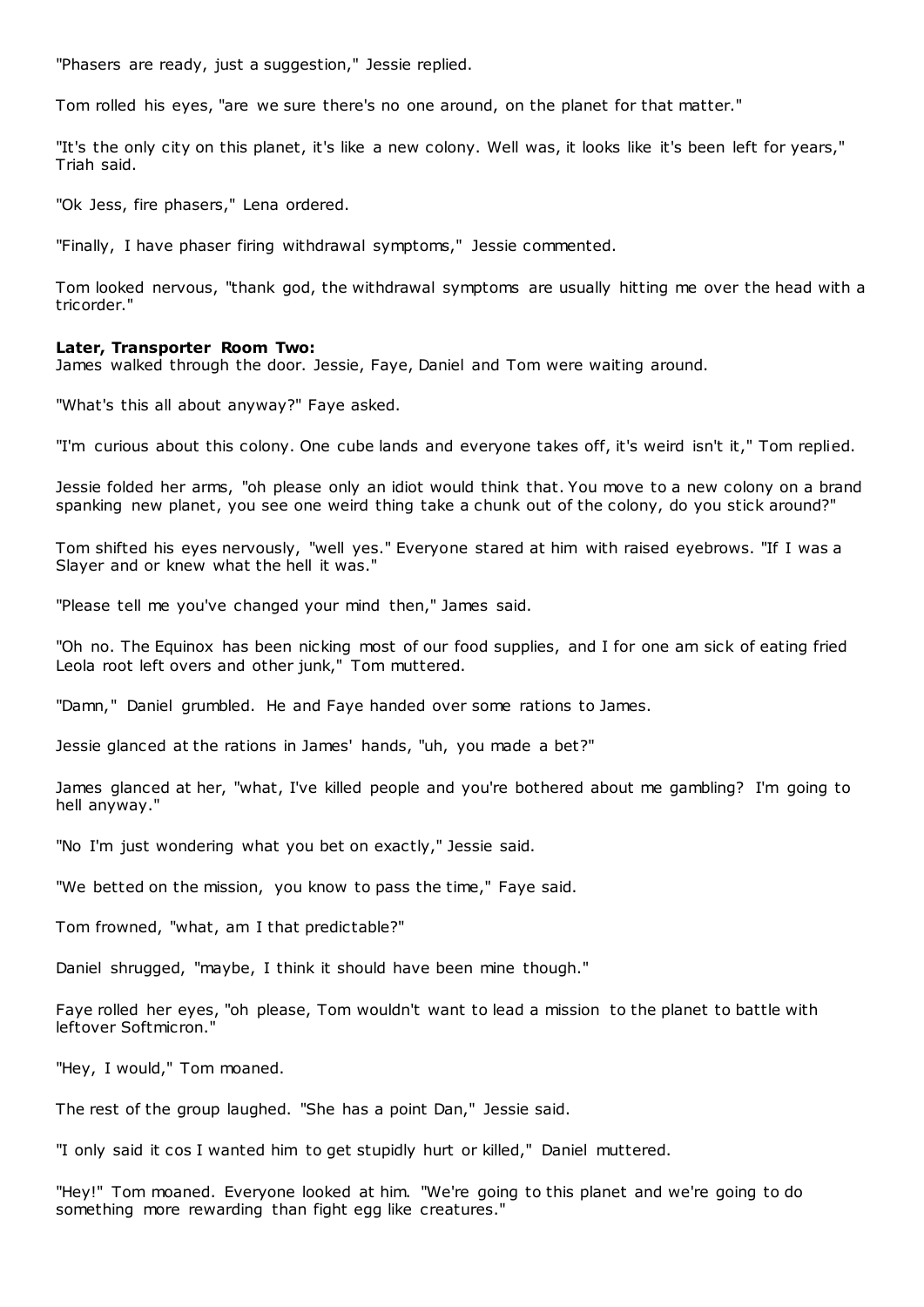"Phasers are ready, just a suggestion," Jessie replied.

Tom rolled his eyes, "are we sure there's no one around, on the planet for that matter."

"It's the only city on this planet, it's like a new colony. Well was, it looks like it's been left for years," Triah said.

"Ok Jess, fire phasers," Lena ordered.

"Finally, I have phaser firing withdrawal symptoms," Jessie commented.

Tom looked nervous, "thank god, the withdrawal symptoms are usually hitting me over the head with a tricorder."

**Later, Transporter Room Two:**
James walked through the door. Jessie, Faye, Daniel and Tom were waiting around.

"What's this all about anyway?" Faye asked.

"I'm curious about this colony. One cube lands and everyone takes off, it's weird isn't it," Tom replied.

Jessie folded her arms, "oh please only an idiot would think that. You move to a new colony on a brand spanking new planet, you see one weird thing take a chunk out of the colony, do you stick around?"

Tom shifted his eyes nervously, "well yes." Everyone stared at him with raised eyebrows. "If I was a Slayer and or knew what the hell it was."

"Please tell me you've changed your mind then," James said.

"Oh no. The Equinox has been nicking most of our food supplies, and I for one am sick of eating fried Leola root left overs and other junk," Tom muttered.

"Damn," Daniel grumbled. He and Faye handed over some rations to James.

Jessie glanced at the rations in James' hands, "uh, you made a bet?"

James glanced at her, "what, I've killed people and you're bothered about me gambling? I'm going to hell anyway."

"No I'm just wondering what you bet on exactly," Jessie said.

"We betted on the mission, you know to pass the time," Faye said.

Tom frowned, "what, am I that predictable?"

Daniel shrugged, "maybe, I think it should have been mine though."

Faye rolled her eyes, "oh please, Tom wouldn't want to lead a mission to the planet to battle with leftover Softmicron."

"Hey, I would," Tom moaned.

The rest of the group laughed. "She has a point Dan," Jessie said.

"I only said it cos I wanted him to get stupidly hurt or killed," Daniel muttered.

"Hey!" Tom moaned. Everyone looked at him. "We're going to this planet and we're going to do something more rewarding than fight egg like creatures."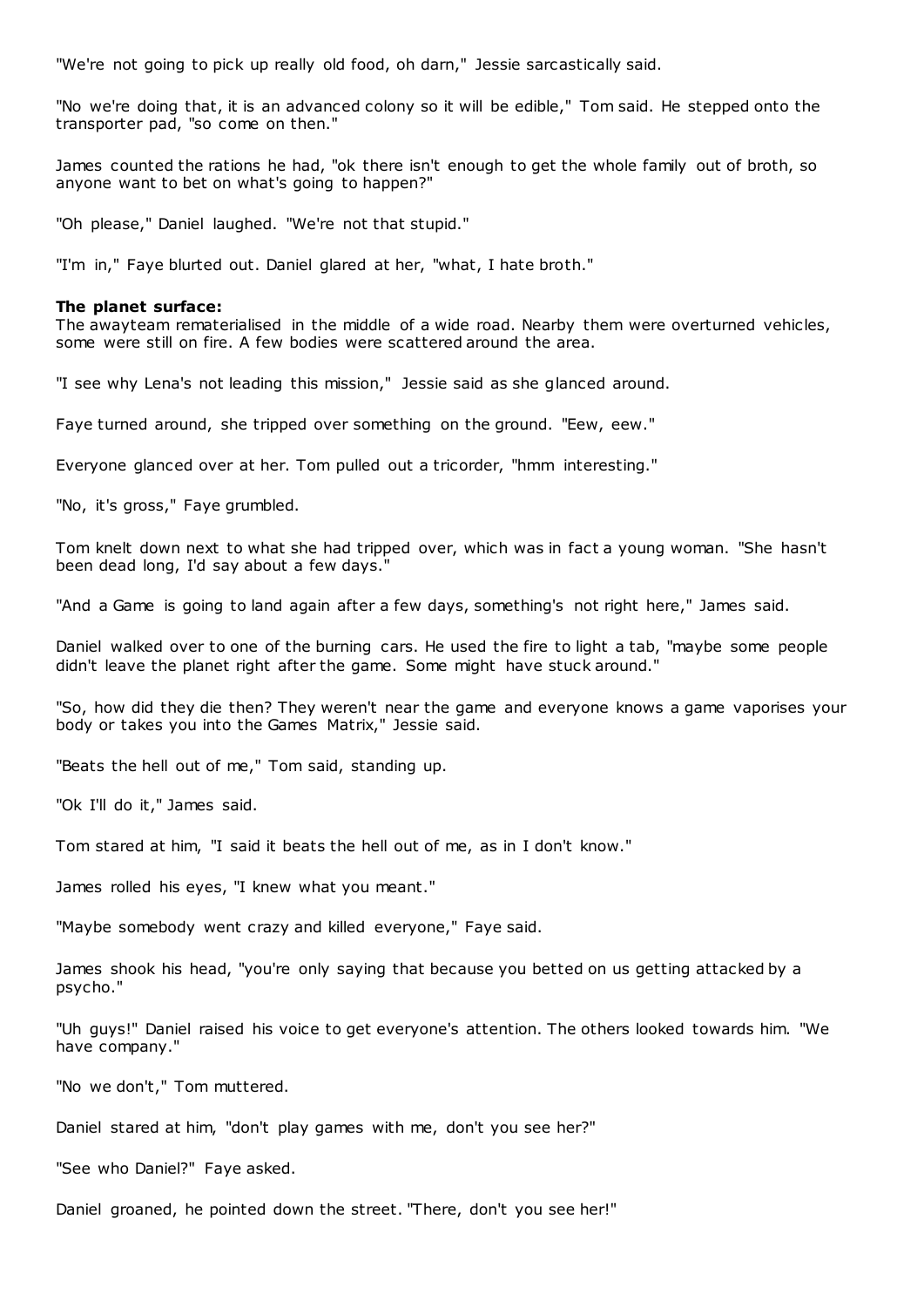"We're not going to pick up really old food, oh darn," Jessie sarcastically said.

"No we're doing that, it is an advanced colony so it will be edible," Tom said. He stepped onto the transporter pad, "so come on then."

James counted the rations he had, "ok there isn't enough to get the whole family out of broth, so anyone want to bet on what's going to happen?"

"Oh please," Daniel laughed. "We're not that stupid."

"I'm in," Faye blurted out. Daniel glared at her, "what, I hate broth."

**The planet surface:**
The awayteam rematerialised in the middle of a wide road. Nearby them were overturned vehicles, some were still on fire. A few bodies were scattered around the area.

"I see why Lena's not leading this mission," Jessie said as she glanced around.

Faye turned around, she tripped over something on the ground. "Eew, eew."

Everyone glanced over at her. Tom pulled out a tricorder, "hmm interesting."

"No, it's gross," Faye grumbled.

Tom knelt down next to what she had tripped over, which was in fact a young woman. "She hasn't been dead long, I'd say about a few days."

"And a Game is going to land again after a few days, something's not right here," James said.

Daniel walked over to one of the burning cars. He used the fire to light a tab, "maybe some people didn't leave the planet right after the game. Some might have stuck around."

"So, how did they die then? They weren't near the game and everyone knows a game vaporises your body or takes you into the Games Matrix," Jessie said.

"Beats the hell out of me," Tom said, standing up.

"Ok I'll do it," James said.

Tom stared at him, "I said it beats the hell out of me, as in I don't know."

James rolled his eyes, "I knew what you meant."

"Maybe somebody went crazy and killed everyone," Faye said.

James shook his head, "you're only saying that because you betted on us getting attacked by a psycho."

"Uh guys!" Daniel raised his voice to get everyone's attention. The others looked towards him. "We have company."

"No we don't," Tom muttered.

Daniel stared at him, "don't play games with me, don't you see her?"

"See who Daniel?" Faye asked.

Daniel groaned, he pointed down the street. "There, don't you see her!"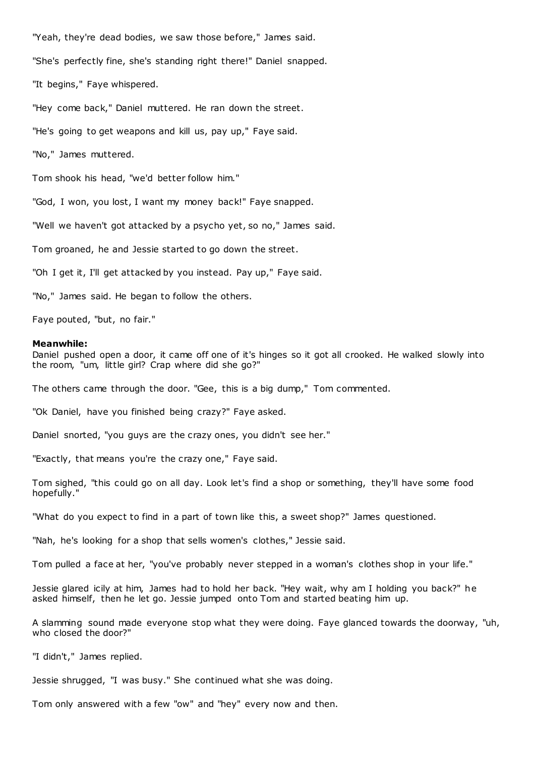"Yeah, they're dead bodies, we saw those before," James said.

"She's perfectly fine, she's standing right there!" Daniel snapped.

"It begins," Faye whispered.

"Hey come back," Daniel muttered. He ran down the street.

"He's going to get weapons and kill us, pay up," Faye said.

"No," James muttered.

Tom shook his head, "we'd better follow him."

"God, I won, you lost, I want my money back!" Faye snapped.

"Well we haven't got attacked by a psycho yet, so no," James said.

Tom groaned, he and Jessie started to go down the street.

"Oh I get it, I'll get attacked by you instead. Pay up," Faye said.

"No," James said. He began to follow the others.

Faye pouted, "but, no fair."

**Meanwhile:**
Daniel pushed open a door, it came off one of it's hinges so it got all crooked. He walked slowly into the room, "um, little girl? Crap where did she go?"

The others came through the door. "Gee, this is a big dump," Tom commented.

"Ok Daniel, have you finished being crazy?" Faye asked.

Daniel snorted, "you guys are the crazy ones, you didn't see her."

"Exactly, that means you're the crazy one," Faye said.

Tom sighed, "this could go on all day. Look let's find a shop or something, they'll have some food hopefully."

"What do you expect to find in a part of town like this, a sweet shop?" James questioned.

"Nah, he's looking for a shop that sells women's clothes," Jessie said.

Tom pulled a face at her, "you've probably never stepped in a woman's clothes shop in your life."

Jessie glared icily at him, James had to hold her back. "Hey wait, why am I holding you back?" he asked himself, then he let go. Jessie jumped onto Tom and started beating him up.

A slamming sound made everyone stop what they were doing. Faye glanced towards the doorway, "uh, who closed the door?"

"I didn't," James replied.

Jessie shrugged, "I was busy." She continued what she was doing.

Tom only answered with a few "ow" and "hey" every now and then.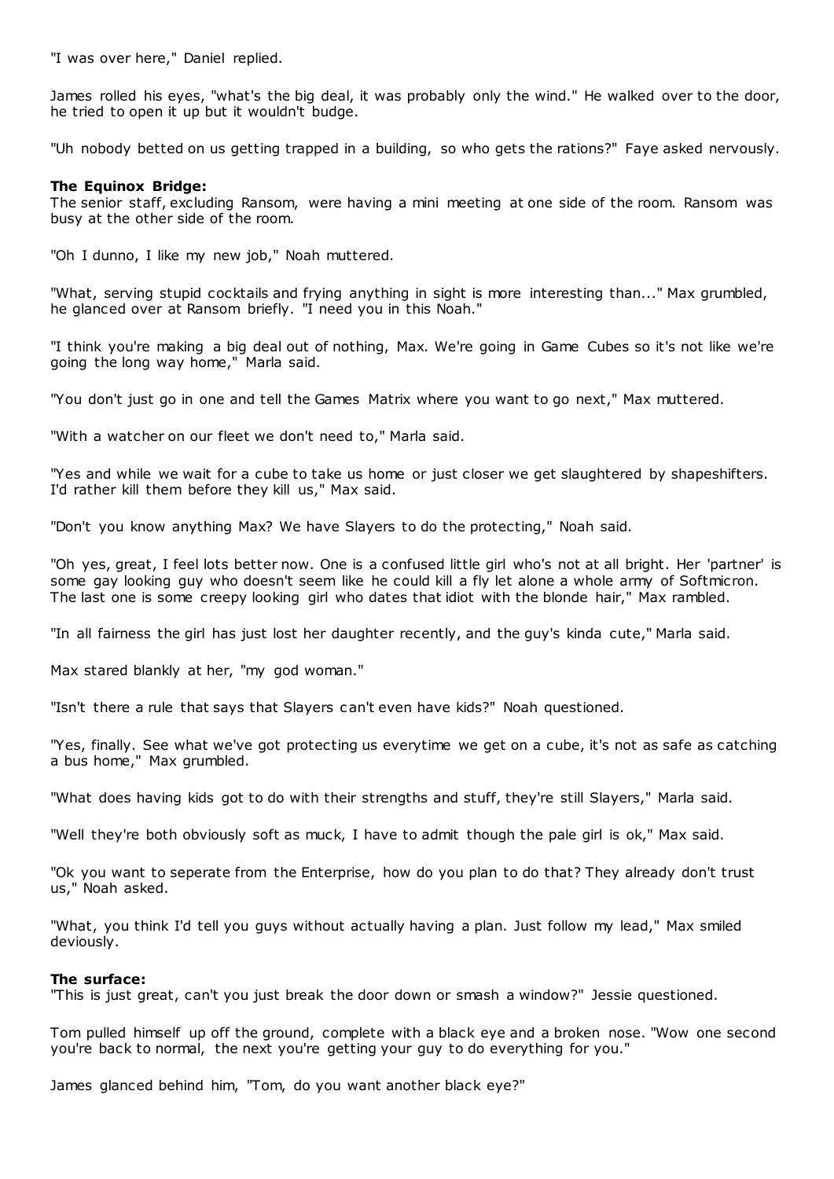"I was over here," Daniel replied.

James rolled his eyes, "what's the big deal, it was probably only the wind." He walked over to the door, he tried to open it up but it wouldn't budge.

"Uh nobody betted on us getting trapped in a building, so who gets the rations?" Faye asked nervously.

**The Equinox Bridge:**
The senior staff, excluding Ransom, were having a mini meeting at one side of the room. Ransom was busy at the other side of the room.

"Oh I dunno, I like my new job," Noah muttered.

"What, serving stupid cocktails and frying anything in sight is more interesting than..." Max grumbled, he glanced over at Ransom briefly. "I need you in this Noah."

"I think you're making a big deal out of nothing, Max. We're going in Game Cubes so it's not like we're going the long way home," Marla said.

"You don't just go in one and tell the Games Matrix where you want to go next," Max muttered.

"With a watcher on our fleet we don't need to," Marla said.

"Yes and while we wait for a cube to take us home or just closer we get slaughtered by shapeshifters. I'd rather kill them before they kill us," Max said.

"Don't you know anything Max? We have Slayers to do the protecting," Noah said.

"Oh yes, great, I feel lots better now. One is a confused little girl who's not at all bright. Her 'partner' is some gay looking guy who doesn't seem like he could kill a fly let alone a whole army of Softmicron. The last one is some creepy looking girl who dates that idiot with the blonde hair," Max rambled.

"In all fairness the girl has just lost her daughter recently, and the guy's kinda cute," Marla said.

Max stared blankly at her, "my god woman."

"Isn't there a rule that says that Slayers can't even have kids?" Noah questioned.

"Yes, finally. See what we've got protecting us everytime we get on a cube, it's not as safe as catching a bus home," Max grumbled.

"What does having kids got to do with their strengths and stuff, they're still Slayers," Marla said.

"Well they're both obviously soft as muck, I have to admit though the pale girl is ok," Max said.

"Ok you want to seperate from the Enterprise, how do you plan to do that? They already don't trust us," Noah asked.

"What, you think I'd tell you guys without actually having a plan. Just follow my lead," Max smiled deviously.

**The surface:**
"This is just great, can't you just break the door down or smash a window?" Jessie questioned.

Tom pulled himself up off the ground, complete with a black eye and a broken nose. "Wow one second you're back to normal, the next you're getting your guy to do everything for you."

James glanced behind him, "Tom, do you want another black eye?"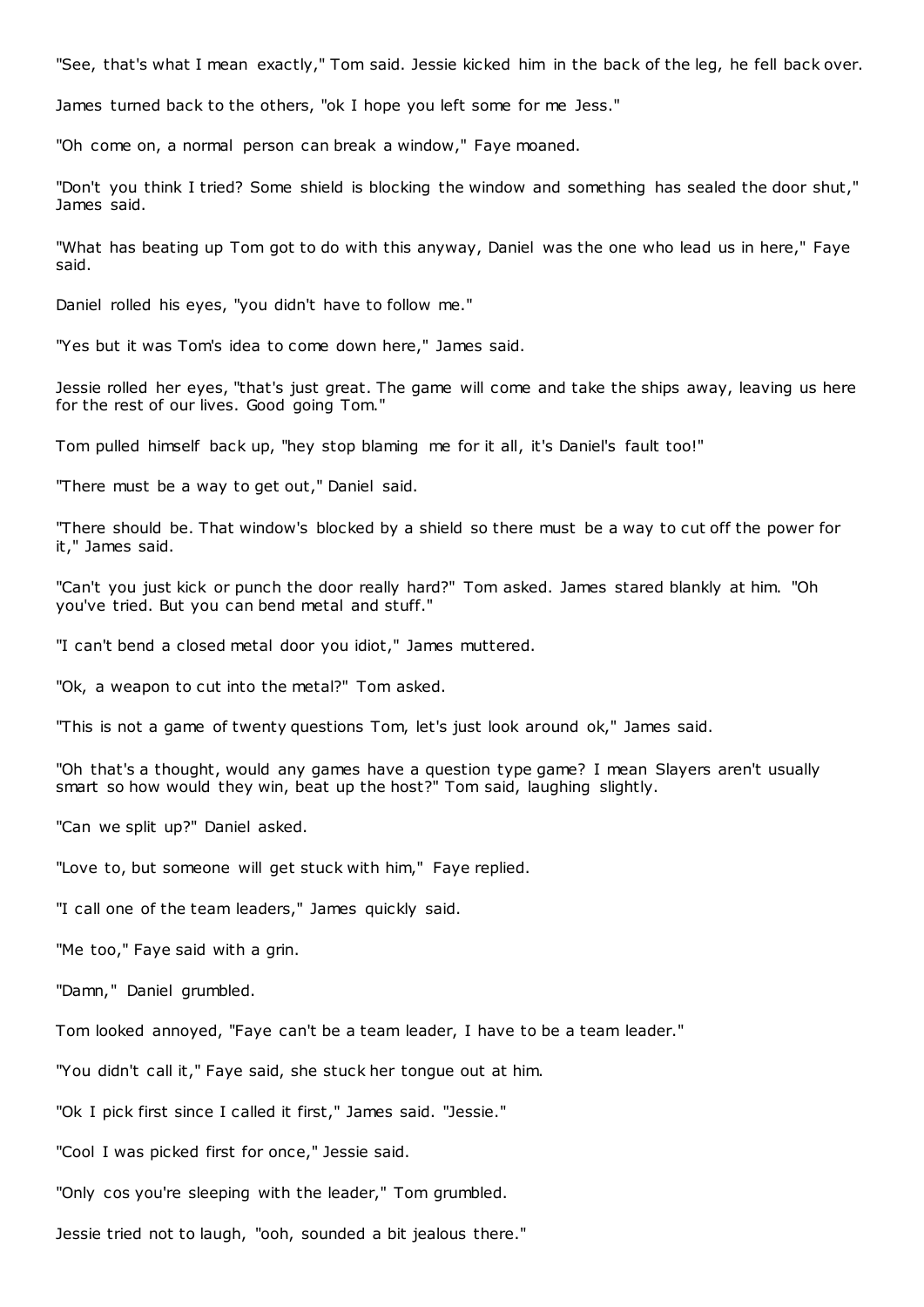"See, that's what I mean exactly," Tom said. Jessie kicked him in the back of the leg, he fell back over.

James turned back to the others, "ok I hope you left some for me Jess."

"Oh come on, a normal person can break a window," Faye moaned.

"Don't you think I tried? Some shield is blocking the window and something has sealed the door shut," James said.

"What has beating up Tom got to do with this anyway, Daniel was the one who lead us in here," Faye said.

Daniel rolled his eyes, "you didn't have to follow me."

"Yes but it was Tom's idea to come down here," James said.

Jessie rolled her eyes, "that's just great. The game will come and take the ships away, leaving us here for the rest of our lives. Good going Tom."

Tom pulled himself back up, "hey stop blaming me for it all, it's Daniel's fault too!"

"There must be a way to get out," Daniel said.

"There should be. That window's blocked by a shield so there must be a way to cut off the power for it," James said.

"Can't you just kick or punch the door really hard?" Tom asked. James stared blankly at him. "Oh you've tried. But you can bend metal and stuff."

"I can't bend a closed metal door you idiot," James muttered.

"Ok, a weapon to cut into the metal?" Tom asked.

"This is not a game of twenty questions Tom, let's just look around ok," James said.

"Oh that's a thought, would any games have a question type game? I mean Slayers aren't usually smart so how would they win, beat up the host?" Tom said, laughing slightly.

"Can we split up?" Daniel asked.

"Love to, but someone will get stuck with him," Faye replied.

"I call one of the team leaders," James quickly said.

"Me too," Faye said with a grin.

"Damn," Daniel grumbled.

Tom looked annoyed, "Faye can't be a team leader, I have to be a team leader."

"You didn't call it," Faye said, she stuck her tongue out at him.

"Ok I pick first since I called it first," James said. "Jessie."

"Cool I was picked first for once," Jessie said.

"Only cos you're sleeping with the leader," Tom grumbled.

Jessie tried not to laugh, "ooh, sounded a bit jealous there."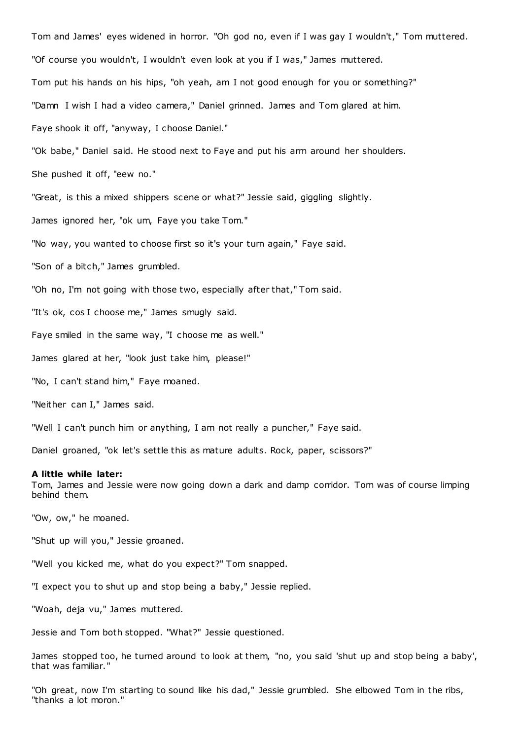Tom and James' eyes widened in horror. "Oh god no, even if I was gay I wouldn't," Tom muttered.

"Of course you wouldn't, I wouldn't even look at you if I was," James muttered.

Tom put his hands on his hips, "oh yeah, am I not good enough for you or something?"

"Damn I wish I had a video camera," Daniel grinned. James and Tom glared at him.

Faye shook it off, "anyway, I choose Daniel."

"Ok babe," Daniel said. He stood next to Faye and put his arm around her shoulders.

She pushed it off, "eew no."

"Great, is this a mixed shippers scene or what?" Jessie said, giggling slightly.

James ignored her, "ok um, Faye you take Tom."

"No way, you wanted to choose first so it's your turn again," Faye said.

"Son of a bitch," James grumbled.

"Oh no, I'm not going with those two, especially after that," Tom said.

"It's ok, cos I choose me," James smugly said.

Faye smiled in the same way, "I choose me as well."

James glared at her, "look just take him, please!"

"No, I can't stand him," Faye moaned.

"Neither can I," James said.

"Well I can't punch him or anything, I am not really a puncher," Faye said.

Daniel groaned, "ok let's settle this as mature adults. Rock, paper, scissors?"

**A little while later:**
Tom, James and Jessie were now going down a dark and damp corridor. Tom was of course limping behind them.

"Ow, ow," he moaned.

"Shut up will you," Jessie groaned.

"Well you kicked me, what do you expect?" Tom snapped.

"I expect you to shut up and stop being a baby," Jessie replied.

"Woah, deja vu," James muttered.

Jessie and Tom both stopped. "What?" Jessie questioned.

James stopped too, he turned around to look at them, "no, you said 'shut up and stop being a baby', that was familiar."

"Oh great, now I'm starting to sound like his dad," Jessie grumbled. She elbowed Tom in the ribs, "thanks a lot moron."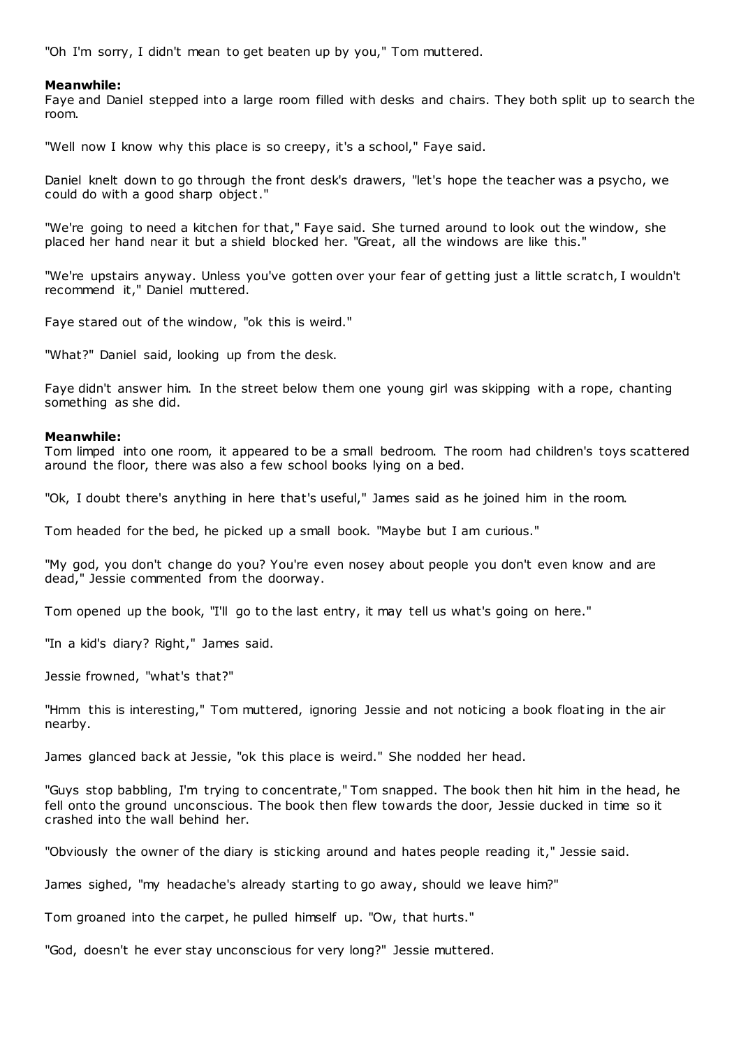"Oh I'm sorry, I didn't mean to get beaten up by you," Tom muttered.

**Meanwhile:**
Faye and Daniel stepped into a large room filled with desks and chairs. They both split up to search the room.

"Well now I know why this place is so creepy, it's a school," Faye said.

Daniel knelt down to go through the front desk's drawers, "let's hope the teacher was a psycho, we could do with a good sharp object."

"We're going to need a kitchen for that," Faye said. She turned around to look out the window, she placed her hand near it but a shield blocked her. "Great, all the windows are like this."

"We're upstairs anyway. Unless you've gotten over your fear of getting just a little scratch, I wouldn't recommend it," Daniel muttered.

Faye stared out of the window, "ok this is weird."

"What?" Daniel said, looking up from the desk.

Faye didn't answer him. In the street below them one young girl was skipping with a rope, chanting something as she did.

**Meanwhile:**
Tom limped into one room, it appeared to be a small bedroom. The room had children's toys scattered around the floor, there was also a few school books lying on a bed.

"Ok, I doubt there's anything in here that's useful," James said as he joined him in the room.

Tom headed for the bed, he picked up a small book. "Maybe but I am curious."

"My god, you don't change do you? You're even nosey about people you don't even know and are dead," Jessie commented from the doorway.

Tom opened up the book, "I'll go to the last entry, it may tell us what's going on here."

"In a kid's diary? Right," James said.

Jessie frowned, "what's that?"

"Hmm this is interesting," Tom muttered, ignoring Jessie and not noticing a book floating in the air nearby.

James glanced back at Jessie, "ok this place is weird." She nodded her head.

"Guys stop babbling, I'm trying to concentrate," Tom snapped. The book then hit him in the head, he fell onto the ground unconscious. The book then flew towards the door, Jessie ducked in time so it crashed into the wall behind her.

"Obviously the owner of the diary is sticking around and hates people reading it," Jessie said.

James sighed, "my headache's already starting to go away, should we leave him?"

Tom groaned into the carpet, he pulled himself up. "Ow, that hurts."

"God, doesn't he ever stay unconscious for very long?" Jessie muttered.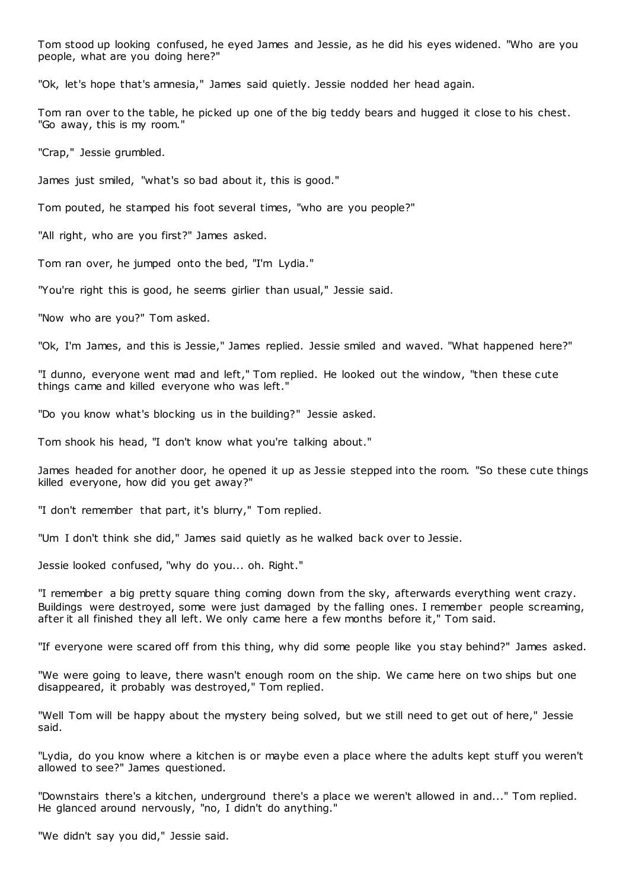Tom stood up looking confused, he eyed James and Jessie, as he did his eyes widened. "Who are you people, what are you doing here?"

"Ok, let's hope that's amnesia," James said quietly. Jessie nodded her head again.

Tom ran over to the table, he picked up one of the big teddy bears and hugged it close to his chest. "Go away, this is my room."

"Crap," Jessie grumbled.

James just smiled, "what's so bad about it, this is good."

Tom pouted, he stamped his foot several times, "who are you people?"

"All right, who are you first?" James asked.

Tom ran over, he jumped onto the bed, "I'm Lydia."

"You're right this is good, he seems girlier than usual," Jessie said.

"Now who are you?" Tom asked.

"Ok, I'm James, and this is Jessie," James replied. Jessie smiled and waved. "What happened here?"

"I dunno, everyone went mad and left," Tom replied. He looked out the window, "then these cute things came and killed everyone who was left."

"Do you know what's blocking us in the building?" Jessie asked.

Tom shook his head, "I don't know what you're talking about."

James headed for another door, he opened it up as Jessie stepped into the room. "So these cute things killed everyone, how did you get away?"

"I don't remember that part, it's blurry," Tom replied.

"Um I don't think she did," James said quietly as he walked back over to Jessie.

Jessie looked confused, "why do you... oh. Right."

"I remember a big pretty square thing coming down from the sky, afterwards everything went crazy. Buildings were destroyed, some were just damaged by the falling ones. I remember people screaming, after it all finished they all left. We only came here a few months before it," Tom said.

"If everyone were scared off from this thing, why did some people like you stay behind?" James asked.

"We were going to leave, there wasn't enough room on the ship. We came here on two ships but one disappeared, it probably was destroyed," Tom replied.

"Well Tom will be happy about the mystery being solved, but we still need to get out of here," Jessie said.

"Lydia, do you know where a kitchen is or maybe even a place where the adults kept stuff you weren't allowed to see?" James questioned.

"Downstairs there's a kitchen, underground there's a place we weren't allowed in and..." Tom replied. He glanced around nervously, "no, I didn't do anything."

"We didn't say you did," Jessie said.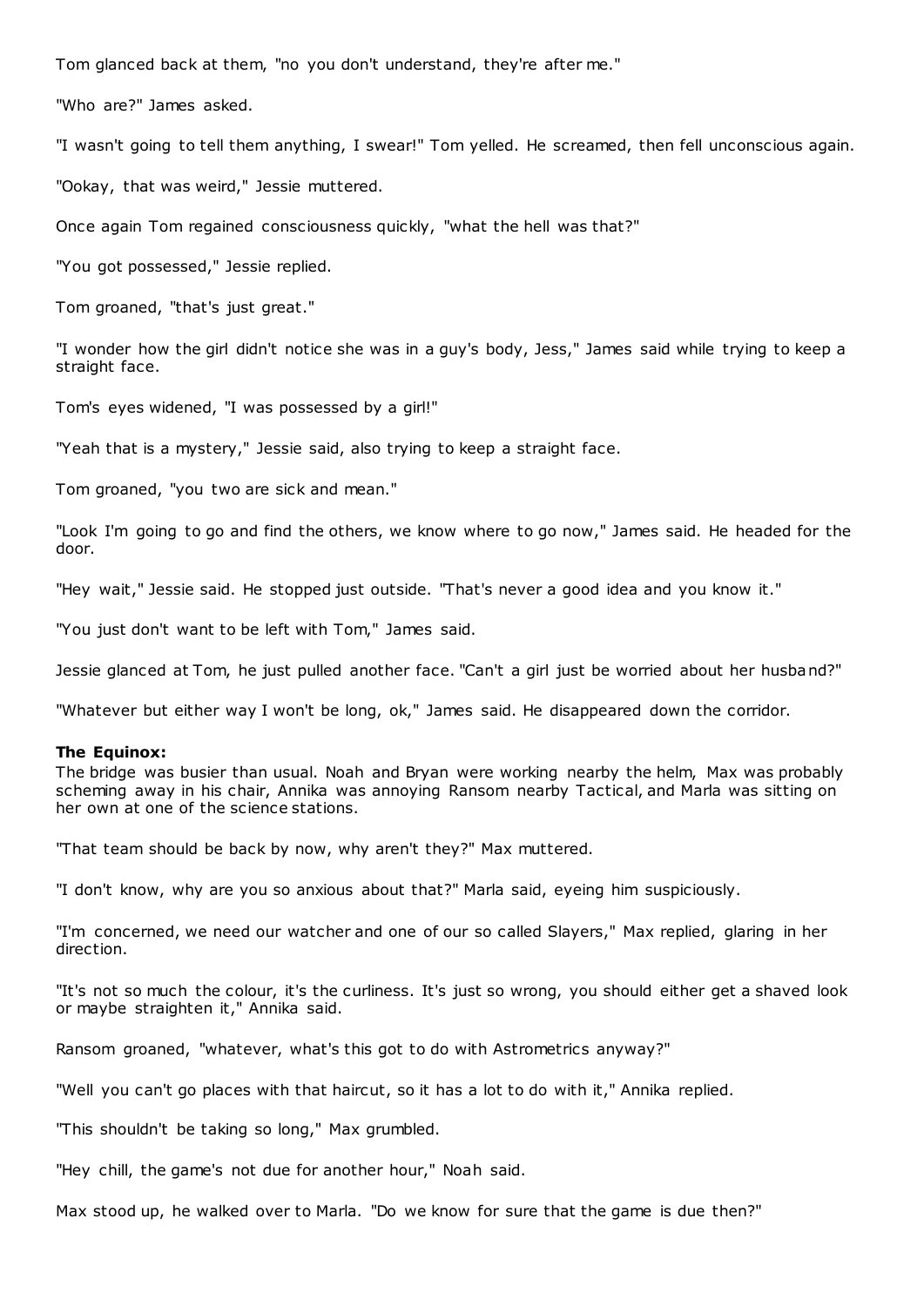Tom glanced back at them, "no you don't understand, they're after me."

"Who are?" James asked.

"I wasn't going to tell them anything, I swear!" Tom yelled. He screamed, then fell unconscious again.

"Ookay, that was weird," Jessie muttered.

Once again Tom regained consciousness quickly, "what the hell was that?"

"You got possessed," Jessie replied.

Tom groaned, "that's just great."

"I wonder how the girl didn't notice she was in a guy's body, Jess," James said while trying to keep a straight face.

Tom's eyes widened, "I was possessed by a girl!"

"Yeah that is a mystery," Jessie said, also trying to keep a straight face.

Tom groaned, "you two are sick and mean."

"Look I'm going to go and find the others, we know where to go now," James said. He headed for the door.

"Hey wait," Jessie said. He stopped just outside. "That's never a good idea and you know it."

"You just don't want to be left with Tom," James said.

Jessie glanced at Tom, he just pulled another face. "Can't a girl just be worried about her husband?"

"Whatever but either way I won't be long, ok," James said. He disappeared down the corridor.

**The Equinox:**
The bridge was busier than usual. Noah and Bryan were working nearby the helm, Max was probably scheming away in his chair, Annika was annoying Ransom nearby Tactical, and Marla was sitting on her own at one of the science stations.

"That team should be back by now, why aren't they?" Max muttered.

"I don't know, why are you so anxious about that?" Marla said, eyeing him suspiciously.

"I'm concerned, we need our watcher and one of our so called Slayers," Max replied, glaring in her direction.

"It's not so much the colour, it's the curliness. It's just so wrong, you should either get a shaved look or maybe straighten it," Annika said.

Ransom groaned, "whatever, what's this got to do with Astrometrics anyway?"

"Well you can't go places with that haircut, so it has a lot to do with it," Annika replied.

"This shouldn't be taking so long," Max grumbled.

"Hey chill, the game's not due for another hour," Noah said.

Max stood up, he walked over to Marla. "Do we know for sure that the game is due then?"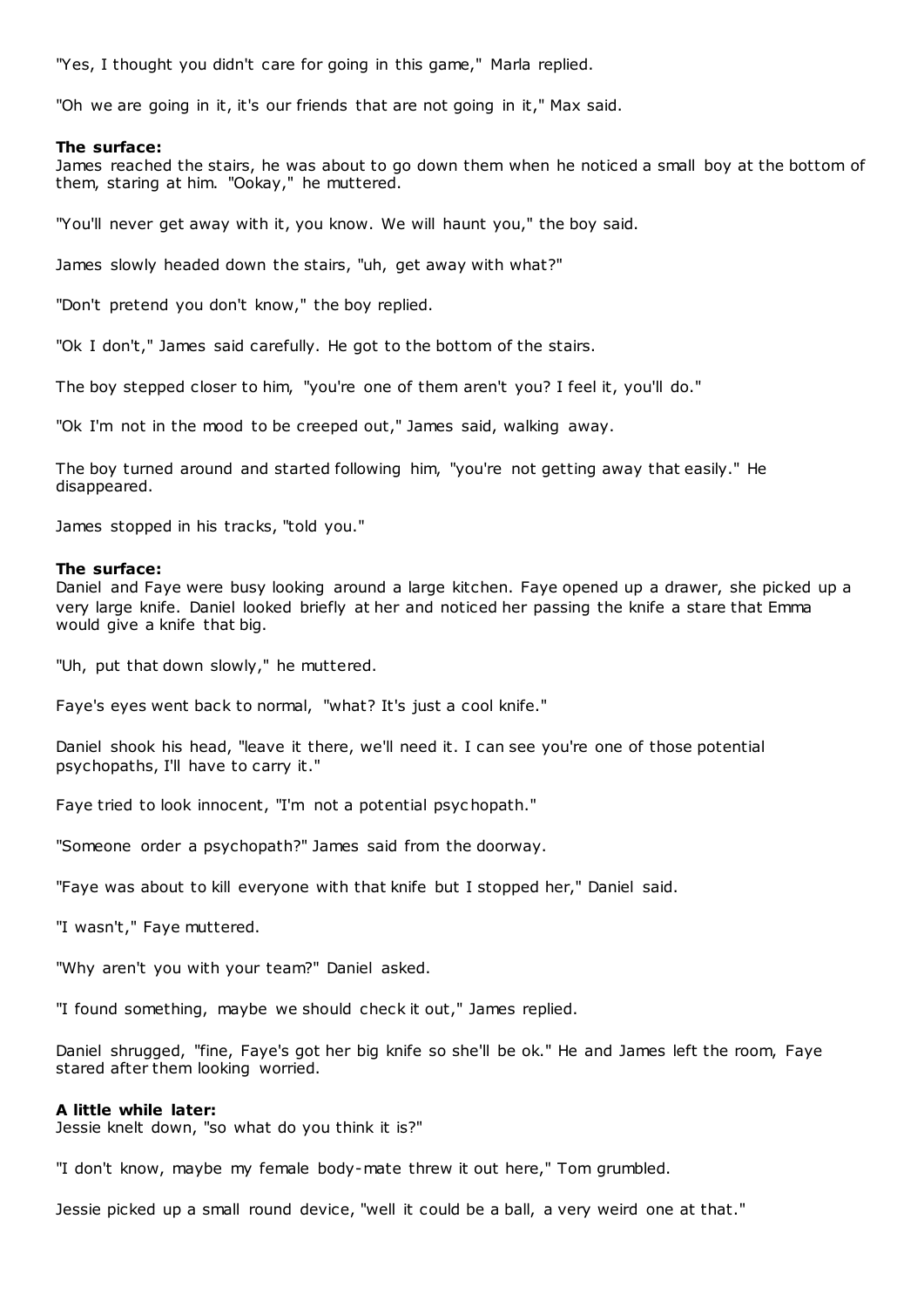"Yes, I thought you didn't care for going in this game," Marla replied.

"Oh we are going in it, it's our friends that are not going in it," Max said.

**The surface:**
James reached the stairs, he was about to go down them when he noticed a small boy at the bottom of them, staring at him. "Ookay," he muttered.

"You'll never get away with it, you know. We will haunt you," the boy said.

James slowly headed down the stairs, "uh, get away with what?"

"Don't pretend you don't know," the boy replied.

"Ok I don't," James said carefully. He got to the bottom of the stairs.

The boy stepped closer to him, "you're one of them aren't you? I feel it, you'll do."

"Ok I'm not in the mood to be creeped out," James said, walking away.

The boy turned around and started following him, "you're not getting away that easily." He disappeared.

James stopped in his tracks, "told you."

**The surface:**
Daniel and Faye were busy looking around a large kitchen. Faye opened up a drawer, she picked up a very large knife. Daniel looked briefly at her and noticed her passing the knife a stare that Emma would give a knife that big.

"Uh, put that down slowly," he muttered.

Faye's eyes went back to normal, "what? It's just a cool knife."

Daniel shook his head, "leave it there, we'll need it. I can see you're one of those potential psychopaths, I'll have to carry it."

Faye tried to look innocent, "I'm not a potential psychopath."

"Someone order a psychopath?" James said from the doorway.

"Faye was about to kill everyone with that knife but I stopped her," Daniel said.

"I wasn't," Faye muttered.

"Why aren't you with your team?" Daniel asked.

"I found something, maybe we should check it out," James replied.

Daniel shrugged, "fine, Faye's got her big knife so she'll be ok." He and James left the room, Faye stared after them looking worried.

**A little while later:**
Jessie knelt down, "so what do you think it is?"

"I don't know, maybe my female body-mate threw it out here," Tom grumbled.

Jessie picked up a small round device, "well it could be a ball, a very weird one at that."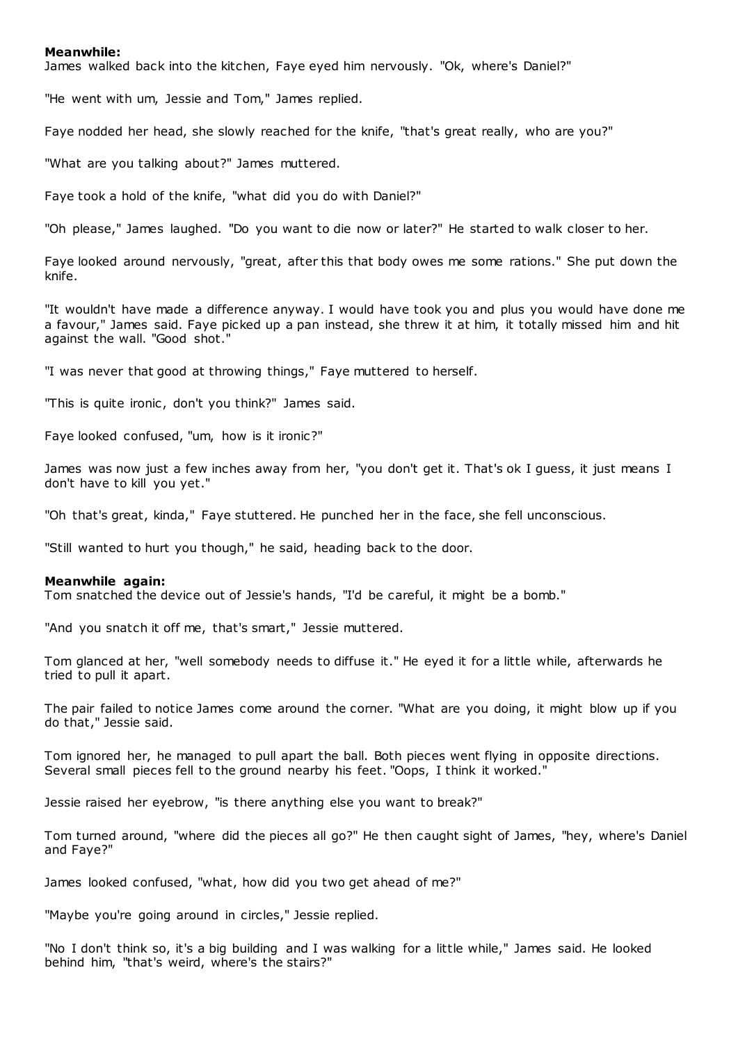**Meanwhile:**

James walked back into the kitchen, Faye eyed him nervously. "Ok, where's Daniel?"

"He went with um, Jessie and Tom," James replied.

Faye nodded her head, she slowly reached for the knife, "that's great really, who are you?"

"What are you talking about?" James muttered.

Faye took a hold of the knife, "what did you do with Daniel?"

"Oh please," James laughed. "Do you want to die now or later?" He started to walk closer to her.

Faye looked around nervously, "great, after this that body owes me some rations." She put down the knife.

"It wouldn't have made a difference anyway. I would have took you and plus you would have done me a favour," James said. Faye picked up a pan instead, she threw it at him, it totally missed him and hit against the wall. "Good shot."

"I was never that good at throwing things," Faye muttered to herself.

"This is quite ironic, don't you think?" James said.

Faye looked confused, "um, how is it ironic?"

James was now just a few inches away from her, "you don't get it. That's ok I guess, it just means I don't have to kill you yet."

"Oh that's great, kinda," Faye stuttered. He punched her in the face, she fell unconscious.

"Still wanted to hurt you though," he said, heading back to the door.

**Meanwhile again:**

Tom snatched the device out of Jessie's hands, "I'd be careful, it might be a bomb."

"And you snatch it off me, that's smart," Jessie muttered.

Tom glanced at her, "well somebody needs to diffuse it." He eyed it for a little while, afterwards he tried to pull it apart.

The pair failed to notice James come around the corner. "What are you doing, it might blow up if you do that," Jessie said.

Tom ignored her, he managed to pull apart the ball. Both pieces went flying in opposite directions. Several small pieces fell to the ground nearby his feet. "Oops, I think it worked."

Jessie raised her eyebrow, "is there anything else you want to break?"

Tom turned around, "where did the pieces all go?" He then caught sight of James, "hey, where's Daniel and Faye?"

James looked confused, "what, how did you two get ahead of me?"

"Maybe you're going around in circles," Jessie replied.

"No I don't think so, it's a big building and I was walking for a little while," James said. He looked behind him, "that's weird, where's the stairs?"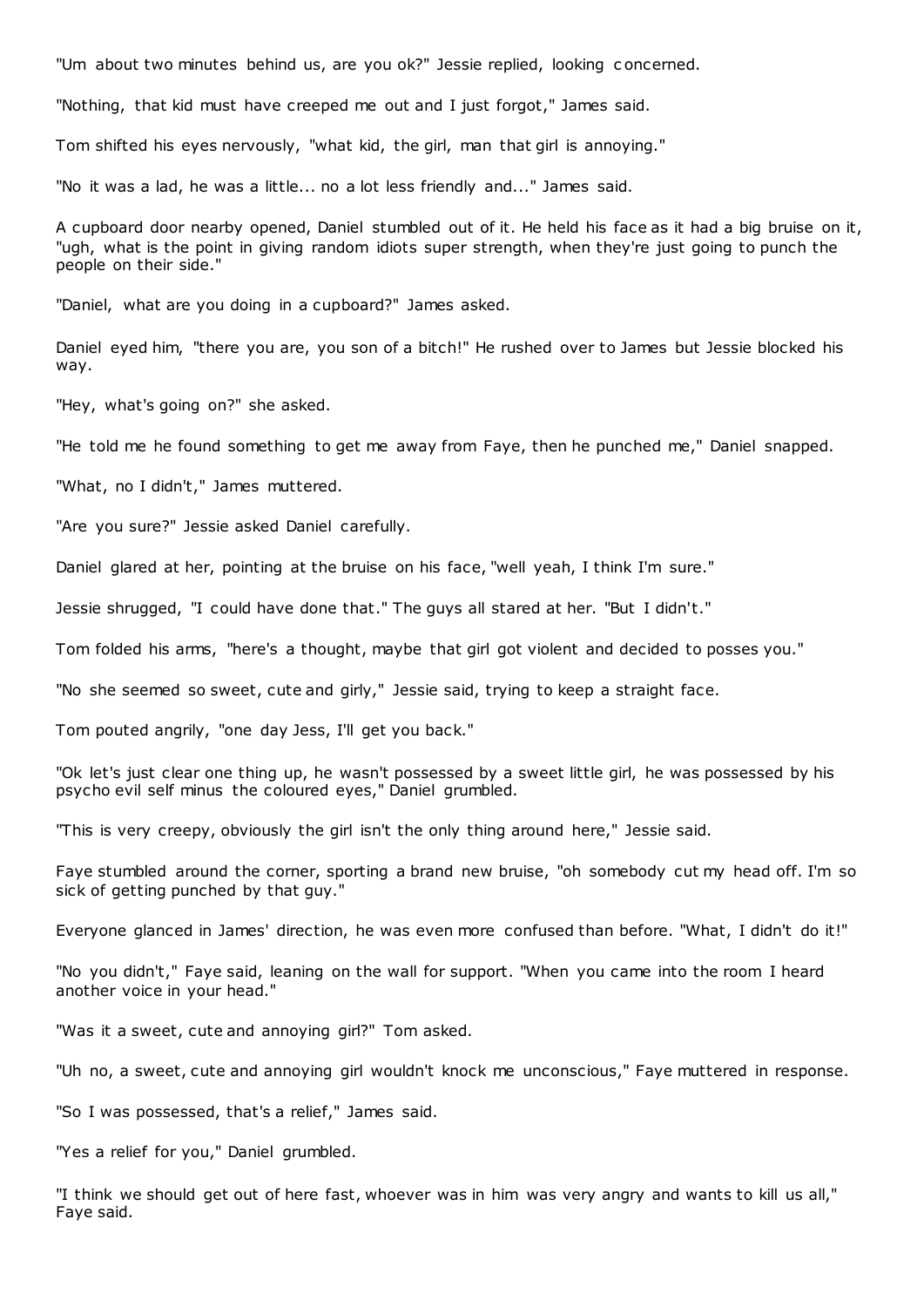"Um about two minutes behind us, are you ok?" Jessie replied, looking concerned.

"Nothing, that kid must have creeped me out and I just forgot," James said.

Tom shifted his eyes nervously, "what kid, the girl, man that girl is annoying."

"No it was a lad, he was a little... no a lot less friendly and..." James said.

A cupboard door nearby opened, Daniel stumbled out of it. He held his face as it had a big bruise on it, "ugh, what is the point in giving random idiots super strength, when they're just going to punch the people on their side."

"Daniel, what are you doing in a cupboard?" James asked.

Daniel eyed him, "there you are, you son of a bitch!" He rushed over to James but Jessie blocked his way.

"Hey, what's going on?" she asked.

"He told me he found something to get me away from Faye, then he punched me," Daniel snapped.

"What, no I didn't," James muttered.

"Are you sure?" Jessie asked Daniel carefully.

Daniel glared at her, pointing at the bruise on his face, "well yeah, I think I'm sure."

Jessie shrugged, "I could have done that." The guys all stared at her. "But I didn't."

Tom folded his arms, "here's a thought, maybe that girl got violent and decided to posses you."

"No she seemed so sweet, cute and girly," Jessie said, trying to keep a straight face.

Tom pouted angrily, "one day Jess, I'll get you back."

"Ok let's just clear one thing up, he wasn't possessed by a sweet little girl, he was possessed by his psycho evil self minus the coloured eyes," Daniel grumbled.

"This is very creepy, obviously the girl isn't the only thing around here," Jessie said.

Faye stumbled around the corner, sporting a brand new bruise, "oh somebody cut my head off. I'm so sick of getting punched by that guy."

Everyone glanced in James' direction, he was even more confused than before. "What, I didn't do it!"

"No you didn't," Faye said, leaning on the wall for support. "When you came into the room I heard another voice in your head."

"Was it a sweet, cute and annoying girl?" Tom asked.

"Uh no, a sweet, cute and annoying girl wouldn't knock me unconscious," Faye muttered in response.

"So I was possessed, that's a relief," James said.

"Yes a relief for you," Daniel grumbled.

"I think we should get out of here fast, whoever was in him was very angry and wants to kill us all," Faye said.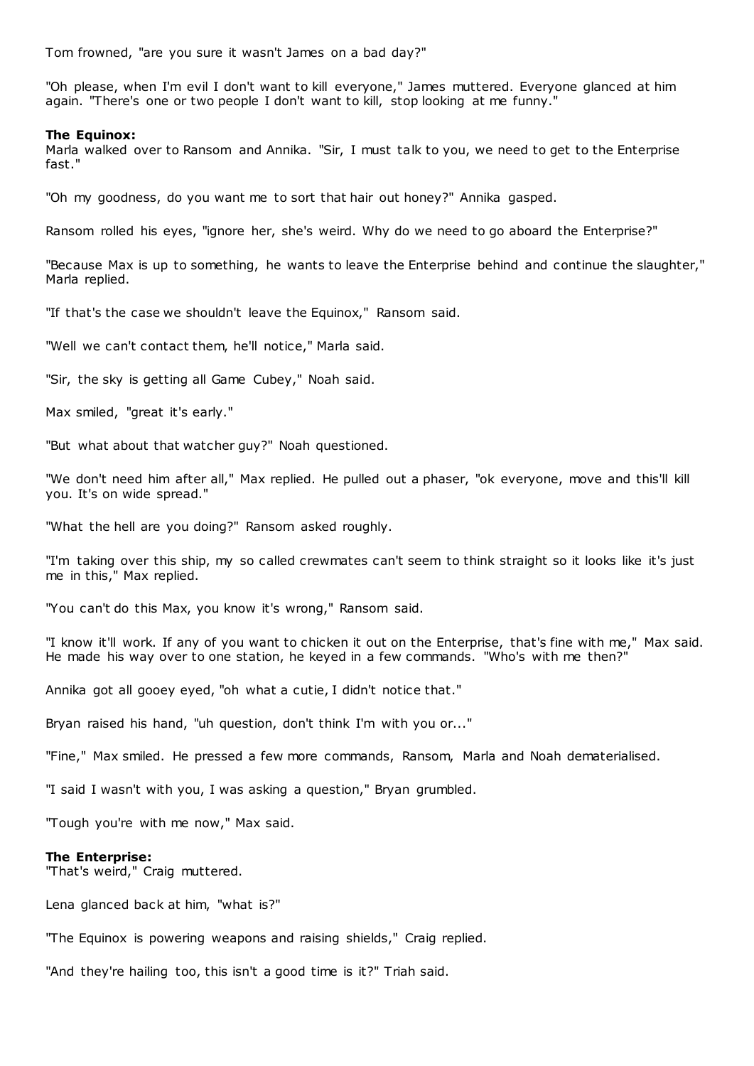Tom frowned, "are you sure it wasn't James on a bad day?"

"Oh please, when I'm evil I don't want to kill everyone," James muttered. Everyone glanced at him again. "There's one or two people I don't want to kill, stop looking at me funny."

**The Equinox:**
Marla walked over to Ransom and Annika. "Sir, I must talk to you, we need to get to the Enterprise fast."

"Oh my goodness, do you want me to sort that hair out honey?" Annika gasped.

Ransom rolled his eyes, "ignore her, she's weird. Why do we need to go aboard the Enterprise?"

"Because Max is up to something, he wants to leave the Enterprise behind and continue the slaughter," Marla replied.

"If that's the case we shouldn't leave the Equinox," Ransom said.

"Well we can't contact them, he'll notice," Marla said.

"Sir, the sky is getting all Game Cubey," Noah said.

Max smiled, "great it's early."

"But what about that watcher guy?" Noah questioned.

"We don't need him after all," Max replied. He pulled out a phaser, "ok everyone, move and this'll kill you. It's on wide spread."

"What the hell are you doing?" Ransom asked roughly.

"I'm taking over this ship, my so called crewmates can't seem to think straight so it looks like it's just me in this," Max replied.

"You can't do this Max, you know it's wrong," Ransom said.

"I know it'll work. If any of you want to chicken it out on the Enterprise, that's fine with me," Max said. He made his way over to one station, he keyed in a few commands. "Who's with me then?"

Annika got all gooey eyed, "oh what a cutie, I didn't notice that."

Bryan raised his hand, "uh question, don't think I'm with you or..."

"Fine," Max smiled. He pressed a few more commands, Ransom, Marla and Noah dematerialised.

"I said I wasn't with you, I was asking a question," Bryan grumbled.

"Tough you're with me now," Max said.

**The Enterprise:**
"That's weird," Craig muttered.

Lena glanced back at him, "what is?"

"The Equinox is powering weapons and raising shields," Craig replied.

"And they're hailing too, this isn't a good time is it?" Triah said.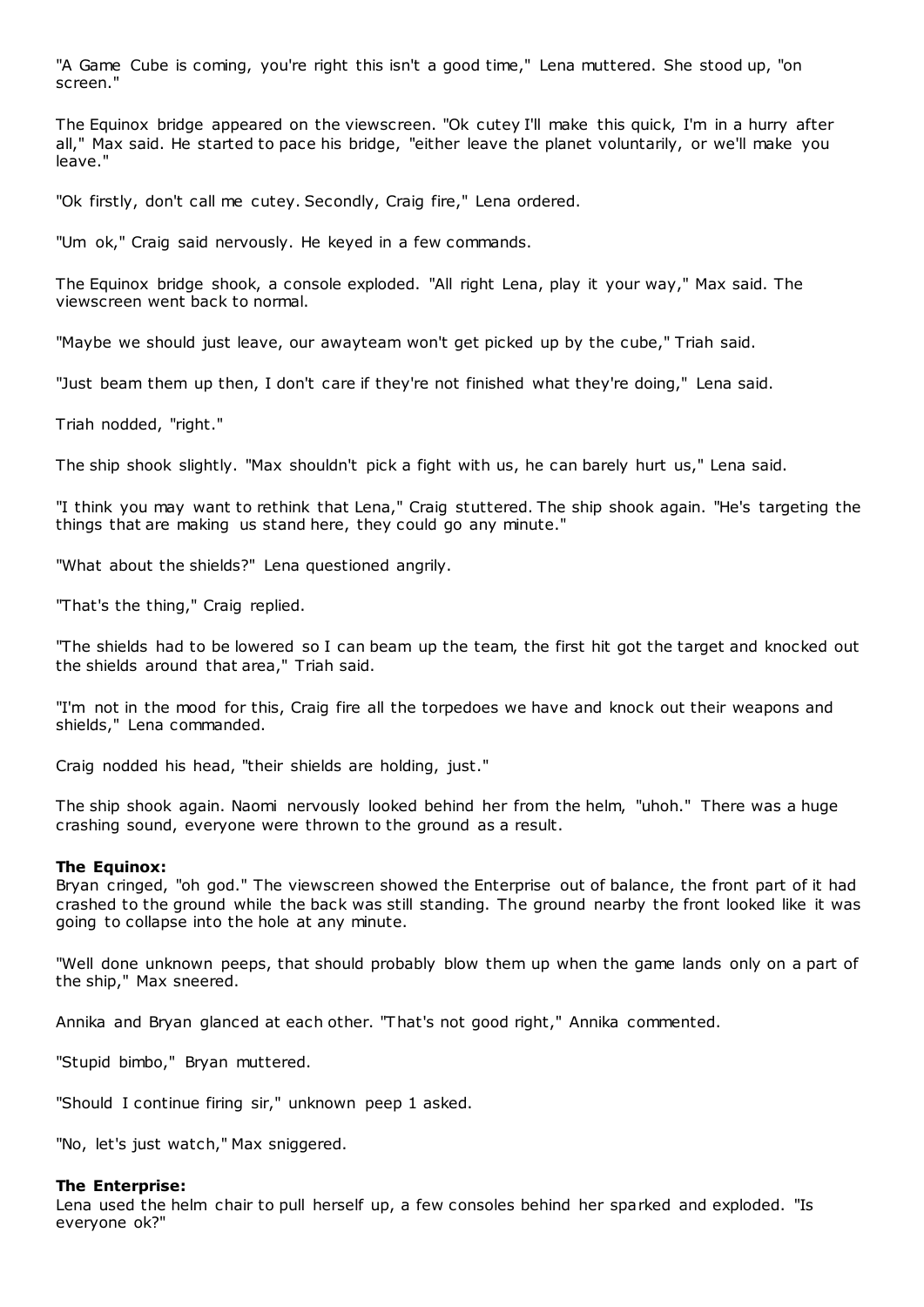"A Game Cube is coming, you're right this isn't a good time," Lena muttered. She stood up, "on screen."

The Equinox bridge appeared on the viewscreen. "Ok cutey I'll make this quick, I'm in a hurry after all," Max said. He started to pace his bridge, "either leave the planet voluntarily, or we'll make you leave."

"Ok firstly, don't call me cutey. Secondly, Craig fire," Lena ordered.

"Um ok," Craig said nervously. He keyed in a few commands.

The Equinox bridge shook, a console exploded. "All right Lena, play it your way," Max said. The viewscreen went back to normal.

"Maybe we should just leave, our awayteam won't get picked up by the cube," Triah said.

"Just beam them up then, I don't care if they're not finished what they're doing," Lena said.

Triah nodded, "right."

The ship shook slightly. "Max shouldn't pick a fight with us, he can barely hurt us," Lena said.

"I think you may want to rethink that Lena," Craig stuttered. The ship shook again. "He's targeting the things that are making us stand here, they could go any minute."

"What about the shields?" Lena questioned angrily.

"That's the thing," Craig replied.

"The shields had to be lowered so I can beam up the team, the first hit got the target and knocked out the shields around that area," Triah said.

"I'm not in the mood for this, Craig fire all the torpedoes we have and knock out their weapons and shields," Lena commanded.

Craig nodded his head, "their shields are holding, just."

The ship shook again. Naomi nervously looked behind her from the helm, "uhoh." There was a huge crashing sound, everyone were thrown to the ground as a result.

**The Equinox:**
Bryan cringed, "oh god." The viewscreen showed the Enterprise out of balance, the front part of it had crashed to the ground while the back was still standing. The ground nearby the front looked like it was going to collapse into the hole at any minute.

"Well done unknown peeps, that should probably blow them up when the game lands only on a part of the ship," Max sneered.

Annika and Bryan glanced at each other. "That's not good right," Annika commented.

"Stupid bimbo," Bryan muttered.

"Should I continue firing sir," unknown peep 1 asked.

"No, let's just watch," Max sniggered.

**The Enterprise:**
Lena used the helm chair to pull herself up, a few consoles behind her sparked and exploded. "Is everyone ok?"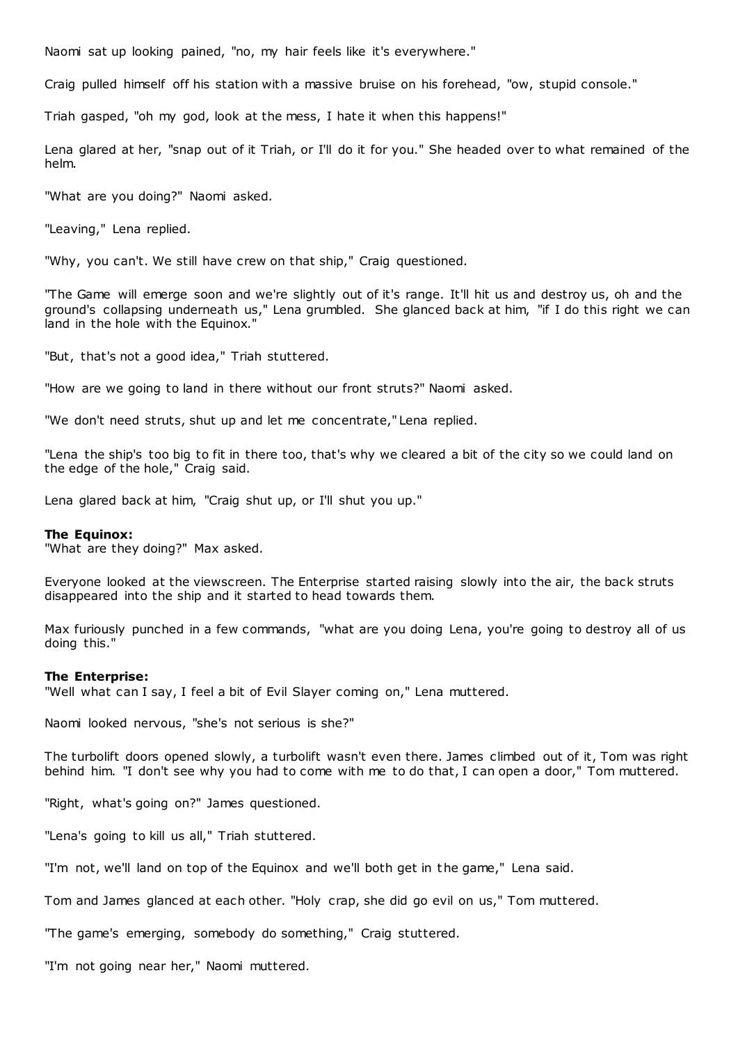Naomi sat up looking pained, "no, my hair feels like it's everywhere."

Craig pulled himself off his station with a massive bruise on his forehead, "ow, stupid console."

Triah gasped, "oh my god, look at the mess, I hate it when this happens!"

Lena glared at her, "snap out of it Triah, or I'll do it for you." She headed over to what remained of the helm.

"What are you doing?" Naomi asked.

"Leaving," Lena replied.

"Why, you can't. We still have crew on that ship," Craig questioned.

"The Game will emerge soon and we're slightly out of it's range. It'll hit us and destroy us, oh and the ground's collapsing underneath us," Lena grumbled. She glanced back at him, "if I do this right we can land in the hole with the Equinox."

"But, that's not a good idea," Triah stuttered.

"How are we going to land in there without our front struts?" Naomi asked.

"We don't need struts, shut up and let me concentrate," Lena replied.

"Lena the ship's too big to fit in there too, that's why we cleared a bit of the city so we could land on the edge of the hole," Craig said.

Lena glared back at him, "Craig shut up, or I'll shut you up."

**The Equinox:**
"What are they doing?" Max asked.

Everyone looked at the viewscreen. The Enterprise started raising slowly into the air, the back struts disappeared into the ship and it started to head towards them.

Max furiously punched in a few commands, "what are you doing Lena, you're going to destroy all of us doing this."

**The Enterprise:**
"Well what can I say, I feel a bit of Evil Slayer coming on," Lena muttered.

Naomi looked nervous, "she's not serious is she?"

The turbolift doors opened slowly, a turbolift wasn't even there. James climbed out of it, Tom was right behind him. "I don't see why you had to come with me to do that, I can open a door," Tom muttered.

"Right, what's going on?" James questioned.

"Lena's going to kill us all," Triah stuttered.

"I'm not, we'll land on top of the Equinox and we'll both get in the game," Lena said.

Tom and James glanced at each other. "Holy crap, she did go evil on us," Tom muttered.

"The game's emerging, somebody do something," Craig stuttered.

"I'm not going near her," Naomi muttered.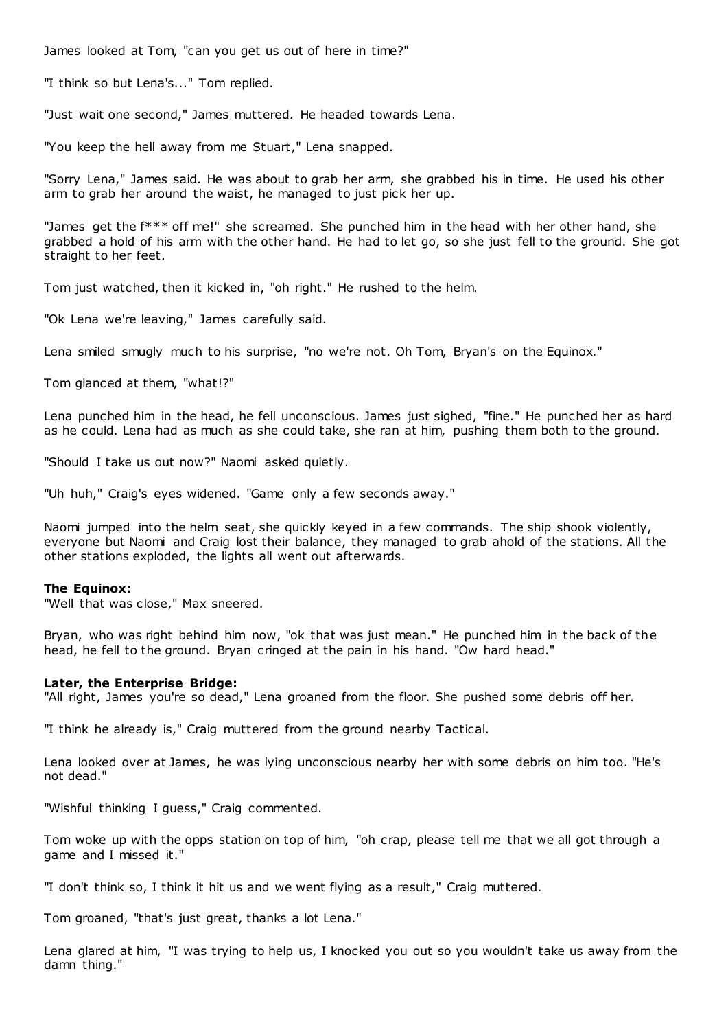James looked at Tom, "can you get us out of here in time?"

"I think so but Lena's..." Tom replied.

"Just wait one second," James muttered. He headed towards Lena.

"You keep the hell away from me Stuart," Lena snapped.

"Sorry Lena," James said. He was about to grab her arm, she grabbed his in time. He used his other arm to grab her around the waist, he managed to just pick her up.

"James get the f*** off me!" she screamed. She punched him in the head with her other hand, she grabbed a hold of his arm with the other hand. He had to let go, so she just fell to the ground. She got straight to her feet.

Tom just watched, then it kicked in, "oh right." He rushed to the helm.

"Ok Lena we're leaving," James carefully said.

Lena smiled smugly much to his surprise, "no we're not. Oh Tom, Bryan's on the Equinox."

Tom glanced at them, "what!?"

Lena punched him in the head, he fell unconscious. James just sighed, "fine." He punched her as hard as he could. Lena had as much as she could take, she ran at him, pushing them both to the ground.

"Should I take us out now?" Naomi asked quietly.

"Uh huh," Craig's eyes widened. "Game only a few seconds away."

Naomi jumped into the helm seat, she quickly keyed in a few commands. The ship shook violently, everyone but Naomi and Craig lost their balance, they managed to grab ahold of the stations. All the other stations exploded, the lights all went out afterwards.

**The Equinox:**
"Well that was close," Max sneered.

Bryan, who was right behind him now, "ok that was just mean." He punched him in the back of the head, he fell to the ground. Bryan cringed at the pain in his hand. "Ow hard head."

**Later, the Enterprise Bridge:**
"All right, James you're so dead," Lena groaned from the floor. She pushed some debris off her.

"I think he already is," Craig muttered from the ground nearby Tactical.

Lena looked over at James, he was lying unconscious nearby her with some debris on him too. "He's not dead."

"Wishful thinking I guess," Craig commented.

Tom woke up with the opps station on top of him, "oh crap, please tell me that we all got through a game and I missed it."

"I don't think so, I think it hit us and we went flying as a result," Craig muttered.

Tom groaned, "that's just great, thanks a lot Lena."

Lena glared at him, "I was trying to help us, I knocked you out so you wouldn't take us away from the damn thing."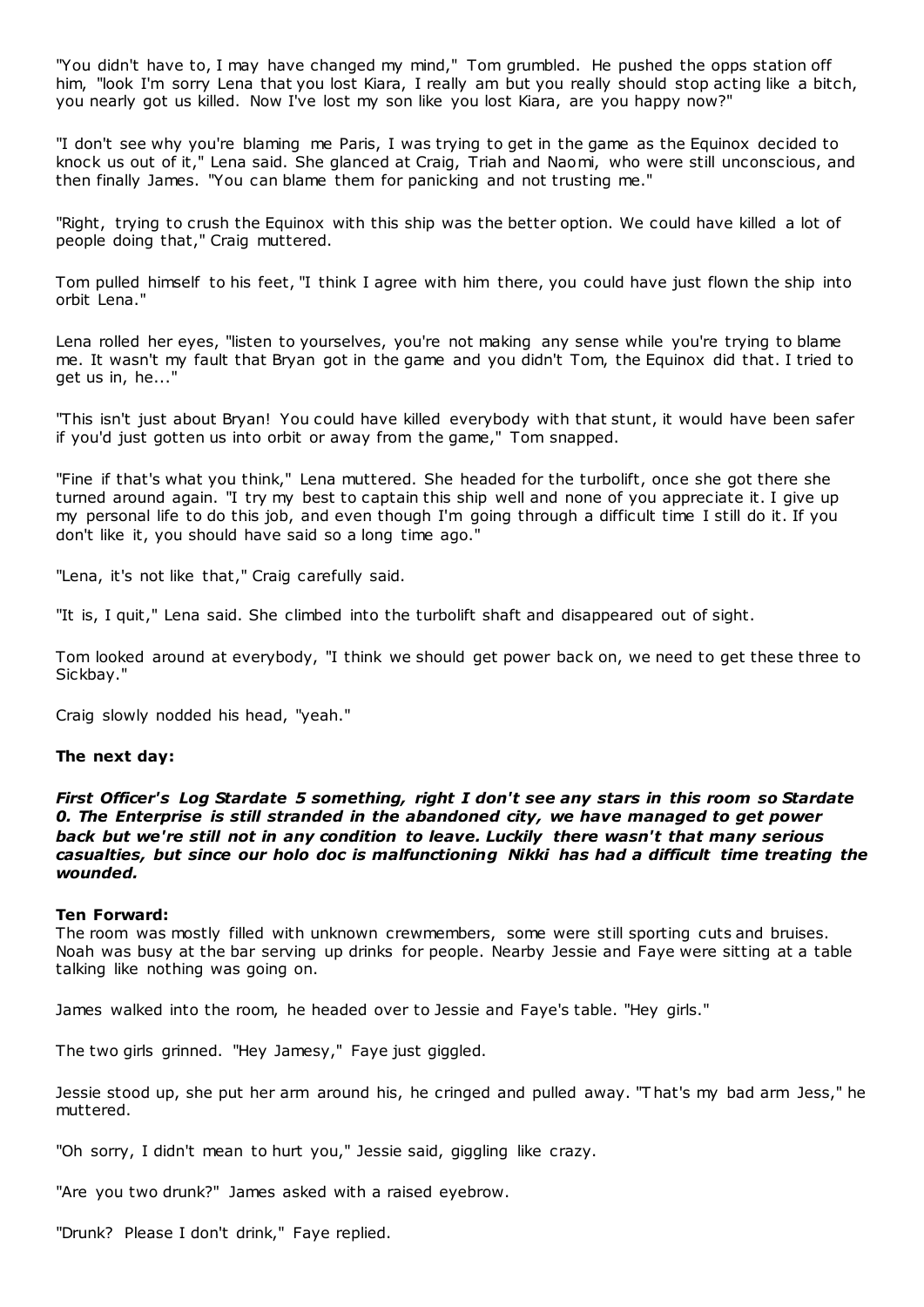"You didn't have to, I may have changed my mind," Tom grumbled. He pushed the opps station off him, "look I'm sorry Lena that you lost Kiara, I really am but you really should stop acting like a bitch, you nearly got us killed. Now I've lost my son like you lost Kiara, are you happy now?"

"I don't see why you're blaming me Paris, I was trying to get in the game as the Equinox decided to knock us out of it," Lena said. She glanced at Craig, Triah and Naomi, who were still unconscious, and then finally James. "You can blame them for panicking and not trusting me."

"Right, trying to crush the Equinox with this ship was the better option. We could have killed a lot of people doing that," Craig muttered.

Tom pulled himself to his feet, "I think I agree with him there, you could have just flown the ship into orbit Lena."

Lena rolled her eyes, "listen to yourselves, you're not making any sense while you're trying to blame me. It wasn't my fault that Bryan got in the game and you didn't Tom, the Equinox did that. I tried to get us in, he..."

"This isn't just about Bryan! You could have killed everybody with that stunt, it would have been safer if you'd just gotten us into orbit or away from the game," Tom snapped.

"Fine if that's what you think," Lena muttered. She headed for the turbolift, once she got there she turned around again. "I try my best to captain this ship well and none of you appreciate it. I give up my personal life to do this job, and even though I'm going through a difficult time I still do it. If you don't like it, you should have said so a long time ago."

"Lena, it's not like that," Craig carefully said.

"It is, I quit," Lena said. She climbed into the turbolift shaft and disappeared out of sight.

Tom looked around at everybody, "I think we should get power back on, we need to get these three to Sickbay."

Craig slowly nodded his head, "yeah."

**The next day:**

***First Officer's Log Stardate 5 something, right I don't see any stars in this room so Stardate 0. The Enterprise is still stranded in the abandoned city, we have managed to get power back but we're still not in any condition to leave. Luckily there wasn't that many serious casualties, but since our holo doc is malfunctioning Nikki has had a difficult time treating the wounded.***

**Ten Forward:**
The room was mostly filled with unknown crewmembers, some were still sporting cuts and bruises. Noah was busy at the bar serving up drinks for people. Nearby Jessie and Faye were sitting at a table talking like nothing was going on.

James walked into the room, he headed over to Jessie and Faye's table. "Hey girls."

The two girls grinned. "Hey Jamesy," Faye just giggled.

Jessie stood up, she put her arm around his, he cringed and pulled away. "That's my bad arm Jess," he muttered.

"Oh sorry, I didn't mean to hurt you," Jessie said, giggling like crazy.

"Are you two drunk?" James asked with a raised eyebrow.

"Drunk? Please I don't drink," Faye replied.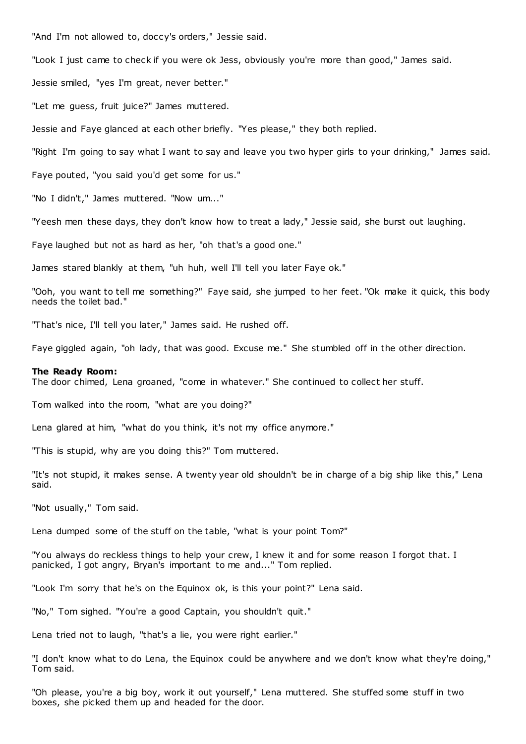"And I'm not allowed to, doccy's orders," Jessie said.

"Look I just came to check if you were ok Jess, obviously you're more than good," James said.

Jessie smiled, "yes I'm great, never better."

"Let me guess, fruit juice?" James muttered.

Jessie and Faye glanced at each other briefly. "Yes please," they both replied.

"Right I'm going to say what I want to say and leave you two hyper girls to your drinking," James said.

Faye pouted, "you said you'd get some for us."

"No I didn't," James muttered. "Now um..."

"Yeesh men these days, they don't know how to treat a lady," Jessie said, she burst out laughing.

Faye laughed but not as hard as her, "oh that's a good one."

James stared blankly at them, "uh huh, well I'll tell you later Faye ok."

"Ooh, you want to tell me something?" Faye said, she jumped to her feet. "Ok make it quick, this body needs the toilet bad."

"That's nice, I'll tell you later," James said. He rushed off.

Faye giggled again, "oh lady, that was good. Excuse me." She stumbled off in the other direction.

**The Ready Room:**
The door chimed, Lena groaned, "come in whatever." She continued to collect her stuff.

Tom walked into the room, "what are you doing?"

Lena glared at him, "what do you think, it's not my office anymore."

"This is stupid, why are you doing this?" Tom muttered.

"It's not stupid, it makes sense. A twenty year old shouldn't be in charge of a big ship like this," Lena said.

"Not usually," Tom said.

Lena dumped some of the stuff on the table, "what is your point Tom?"

"You always do reckless things to help your crew, I knew it and for some reason I forgot that. I panicked, I got angry, Bryan's important to me and..." Tom replied.

"Look I'm sorry that he's on the Equinox ok, is this your point?" Lena said.

"No," Tom sighed. "You're a good Captain, you shouldn't quit."

Lena tried not to laugh, "that's a lie, you were right earlier."

"I don't know what to do Lena, the Equinox could be anywhere and we don't know what they're doing," Tom said.

"Oh please, you're a big boy, work it out yourself," Lena muttered. She stuffed some stuff in two boxes, she picked them up and headed for the door.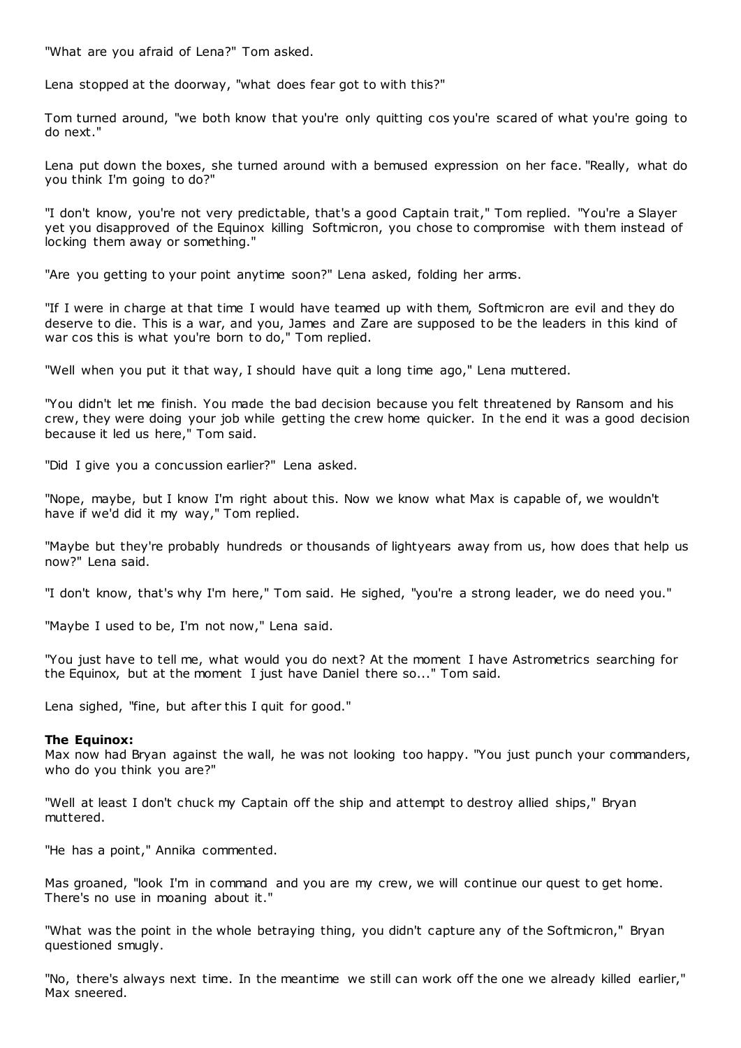"What are you afraid of Lena?" Tom asked.

Lena stopped at the doorway, "what does fear got to with this?"

Tom turned around, "we both know that you're only quitting cos you're scared of what you're going to do next."

Lena put down the boxes, she turned around with a bemused expression on her face. "Really, what do you think I'm going to do?"

"I don't know, you're not very predictable, that's a good Captain trait," Tom replied. "You're a Slayer yet you disapproved of the Equinox killing Softmicron, you chose to compromise with them instead of locking them away or something."

"Are you getting to your point anytime soon?" Lena asked, folding her arms.

"If I were in charge at that time I would have teamed up with them, Softmicron are evil and they do deserve to die. This is a war, and you, James and Zare are supposed to be the leaders in this kind of war cos this is what you're born to do," Tom replied.

"Well when you put it that way, I should have quit a long time ago," Lena muttered.

"You didn't let me finish. You made the bad decision because you felt threatened by Ransom and his crew, they were doing your job while getting the crew home quicker. In the end it was a good decision because it led us here," Tom said.

"Did I give you a concussion earlier?" Lena asked.

"Nope, maybe, but I know I'm right about this. Now we know what Max is capable of, we wouldn't have if we'd did it my way," Tom replied.

"Maybe but they're probably hundreds or thousands of lightyears away from us, how does that help us now?" Lena said.

"I don't know, that's why I'm here," Tom said. He sighed, "you're a strong leader, we do need you."

"Maybe I used to be, I'm not now," Lena said.

"You just have to tell me, what would you do next? At the moment I have Astrometrics searching for the Equinox, but at the moment I just have Daniel there so..." Tom said.

Lena sighed, "fine, but after this I quit for good."

**The Equinox:**
Max now had Bryan against the wall, he was not looking too happy. "You just punch your commanders, who do you think you are?"

"Well at least I don't chuck my Captain off the ship and attempt to destroy allied ships," Bryan muttered.

"He has a point," Annika commented.

Mas groaned, "look I'm in command and you are my crew, we will continue our quest to get home. There's no use in moaning about it."

"What was the point in the whole betraying thing, you didn't capture any of the Softmicron," Bryan questioned smugly.

"No, there's always next time. In the meantime we still can work off the one we already killed earlier," Max sneered.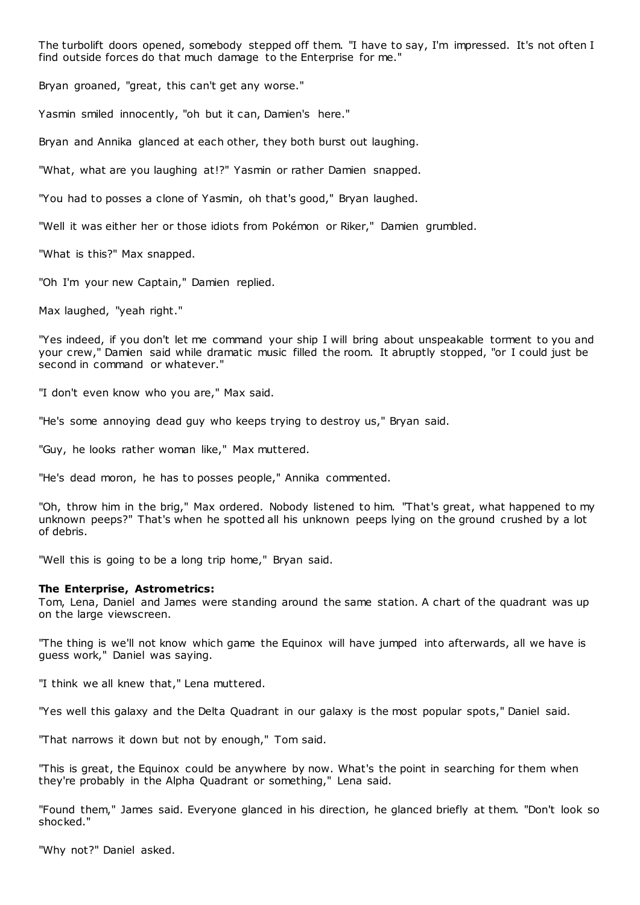The turbolift doors opened, somebody stepped off them. "I have to say, I'm impressed. It's not often I find outside forces do that much damage to the Enterprise for me."

Bryan groaned, "great, this can't get any worse."

Yasmin smiled innocently, "oh but it can, Damien's here."

Bryan and Annika glanced at each other, they both burst out laughing.

"What, what are you laughing at!?" Yasmin or rather Damien snapped.

"You had to posses a clone of Yasmin, oh that's good," Bryan laughed.

"Well it was either her or those idiots from Pokémon or Riker," Damien grumbled.

"What is this?" Max snapped.

"Oh I'm your new Captain," Damien replied.

Max laughed, "yeah right."

"Yes indeed, if you don't let me command your ship I will bring about unspeakable torment to you and your crew," Damien said while dramatic music filled the room. It abruptly stopped, "or I could just be second in command or whatever."

"I don't even know who you are," Max said.

"He's some annoying dead guy who keeps trying to destroy us," Bryan said.

"Guy, he looks rather woman like," Max muttered.

"He's dead moron, he has to posses people," Annika commented.

"Oh, throw him in the brig," Max ordered. Nobody listened to him. "That's great, what happened to my unknown peeps?" That's when he spotted all his unknown peeps lying on the ground crushed by a lot of debris.

"Well this is going to be a long trip home," Bryan said.

**The Enterprise, Astrometrics:**
Tom, Lena, Daniel and James were standing around the same station. A chart of the quadrant was up on the large viewscreen.

"The thing is we'll not know which game the Equinox will have jumped into afterwards, all we have is guess work," Daniel was saying.

"I think we all knew that," Lena muttered.

"Yes well this galaxy and the Delta Quadrant in our galaxy is the most popular spots," Daniel said.

"That narrows it down but not by enough," Tom said.

"This is great, the Equinox could be anywhere by now. What's the point in searching for them when they're probably in the Alpha Quadrant or something," Lena said.

"Found them," James said. Everyone glanced in his direction, he glanced briefly at them. "Don't look so shocked."

"Why not?" Daniel asked.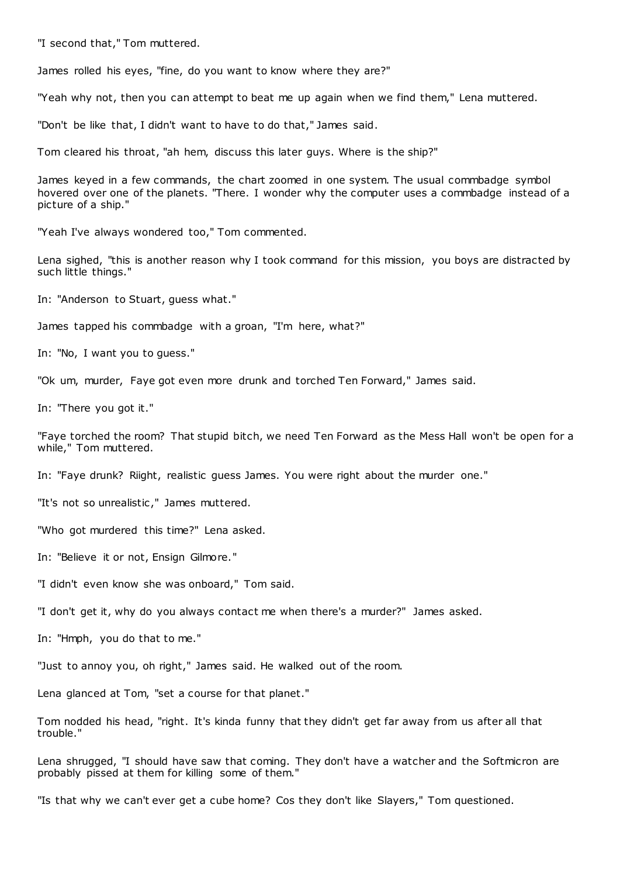"I second that," Tom muttered.

James rolled his eyes, "fine, do you want to know where they are?"

"Yeah why not, then you can attempt to beat me up again when we find them," Lena muttered.

"Don't be like that, I didn't want to have to do that," James said.

Tom cleared his throat, "ah hem, discuss this later guys. Where is the ship?"

James keyed in a few commands, the chart zoomed in one system. The usual commbadge symbol hovered over one of the planets. "There. I wonder why the computer uses a commbadge instead of a picture of a ship."

"Yeah I've always wondered too," Tom commented.

Lena sighed, "this is another reason why I took command for this mission, you boys are distracted by such little things."

In: "Anderson to Stuart, guess what."

James tapped his commbadge with a groan, "I'm here, what?"

In: "No, I want you to guess."

"Ok um, murder, Faye got even more drunk and torched Ten Forward," James said.

In: "There you got it."

"Faye torched the room? That stupid bitch, we need Ten Forward as the Mess Hall won't be open for a while," Tom muttered.

In: "Faye drunk? Riight, realistic guess James. You were right about the murder one."

"It's not so unrealistic," James muttered.

"Who got murdered this time?" Lena asked.

In: "Believe it or not, Ensign Gilmore."

"I didn't even know she was onboard," Tom said.

"I don't get it, why do you always contact me when there's a murder?" James asked.

In: "Hmph, you do that to me."

"Just to annoy you, oh right," James said. He walked out of the room.

Lena glanced at Tom, "set a course for that planet."

Tom nodded his head, "right. It's kinda funny that they didn't get far away from us after all that trouble."

Lena shrugged, "I should have saw that coming. They don't have a watcher and the Softmicron are probably pissed at them for killing some of them."

"Is that why we can't ever get a cube home? Cos they don't like Slayers," Tom questioned.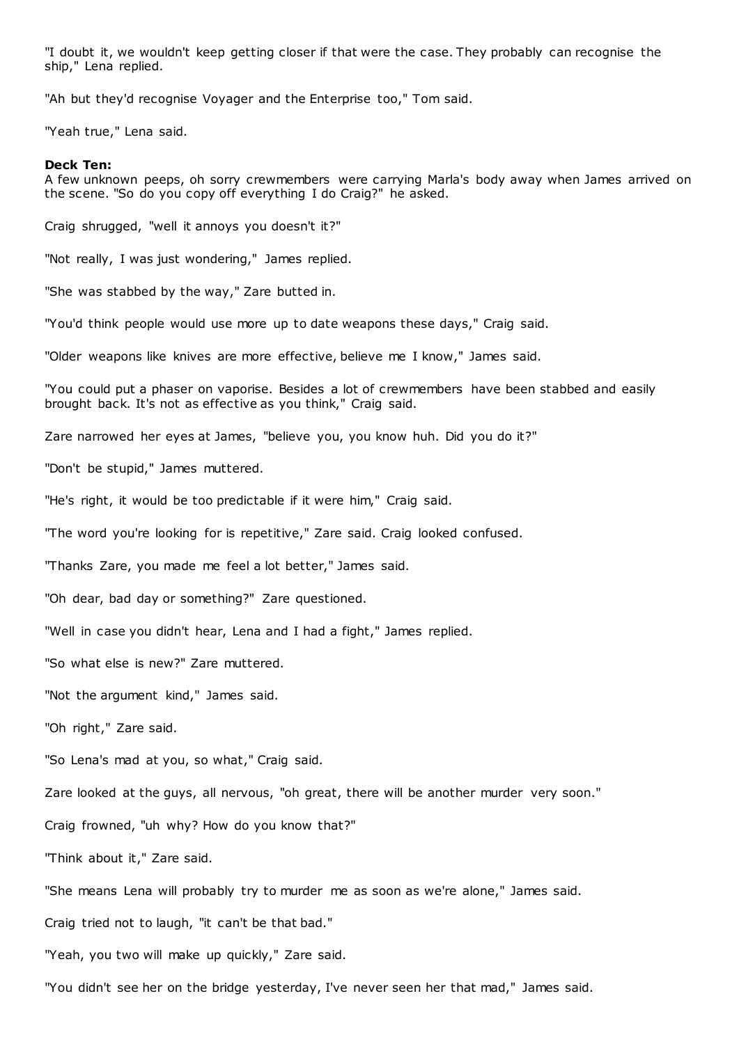"I doubt it, we wouldn't keep getting closer if that were the case. They probably can recognise the ship," Lena replied.

"Ah but they'd recognise Voyager and the Enterprise too," Tom said.

"Yeah true," Lena said.

**Deck Ten:**
A few unknown peeps, oh sorry crewmembers were carrying Marla's body away when James arrived on the scene. "So do you copy off everything I do Craig?" he asked.

Craig shrugged, "well it annoys you doesn't it?"

"Not really, I was just wondering," James replied.

"She was stabbed by the way," Zare butted in.

"You'd think people would use more up to date weapons these days," Craig said.

"Older weapons like knives are more effective, believe me I know," James said.

"You could put a phaser on vaporise. Besides a lot of crewmembers have been stabbed and easily brought back. It's not as effective as you think," Craig said.

Zare narrowed her eyes at James, "believe you, you know huh. Did you do it?"

"Don't be stupid," James muttered.

"He's right, it would be too predictable if it were him," Craig said.

"The word you're looking for is repetitive," Zare said. Craig looked confused.

"Thanks Zare, you made me feel a lot better," James said.

"Oh dear, bad day or something?" Zare questioned.

"Well in case you didn't hear, Lena and I had a fight," James replied.

"So what else is new?" Zare muttered.

"Not the argument kind," James said.

"Oh right," Zare said.

"So Lena's mad at you, so what," Craig said.

Zare looked at the guys, all nervous, "oh great, there will be another murder very soon."

Craig frowned, "uh why? How do you know that?"

"Think about it," Zare said.

"She means Lena will probably try to murder me as soon as we're alone," James said.

Craig tried not to laugh, "it can't be that bad."

"Yeah, you two will make up quickly," Zare said.

"You didn't see her on the bridge yesterday, I've never seen her that mad," James said.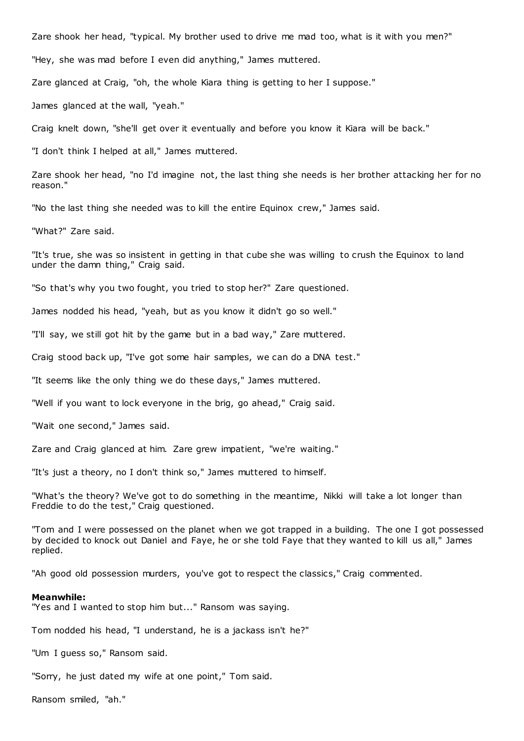Zare shook her head, "typical. My brother used to drive me mad too, what is it with you men?"

"Hey, she was mad before I even did anything," James muttered.

Zare glanced at Craig, "oh, the whole Kiara thing is getting to her I suppose."

James glanced at the wall, "yeah."

Craig knelt down, "she'll get over it eventually and before you know it Kiara will be back."

"I don't think I helped at all," James muttered.

Zare shook her head, "no I'd imagine not, the last thing she needs is her brother attacking her for no reason."

"No the last thing she needed was to kill the entire Equinox crew," James said.

"What?" Zare said.

"It's true, she was so insistent in getting in that cube she was willing to crush the Equinox to land under the damn thing," Craig said.

"So that's why you two fought, you tried to stop her?" Zare questioned.

James nodded his head, "yeah, but as you know it didn't go so well."

"I'll say, we still got hit by the game but in a bad way," Zare muttered.

Craig stood back up, "I've got some hair samples, we can do a DNA test."

"It seems like the only thing we do these days," James muttered.

"Well if you want to lock everyone in the brig, go ahead," Craig said.

"Wait one second," James said.

Zare and Craig glanced at him. Zare grew impatient, "we're waiting."

"It's just a theory, no I don't think so," James muttered to himself.

"What's the theory? We've got to do something in the meantime, Nikki will take a lot longer than Freddie to do the test," Craig questioned.

"Tom and I were possessed on the planet when we got trapped in a building. The one I got possessed by decided to knock out Daniel and Faye, he or she told Faye that they wanted to kill us all," James replied.

"Ah good old possession murders, you've got to respect the classics," Craig commented.

**Meanwhile:**
"Yes and I wanted to stop him but..." Ransom was saying.

Tom nodded his head, "I understand, he is a jackass isn't he?"

"Um I guess so," Ransom said.

"Sorry, he just dated my wife at one point," Tom said.

Ransom smiled, "ah."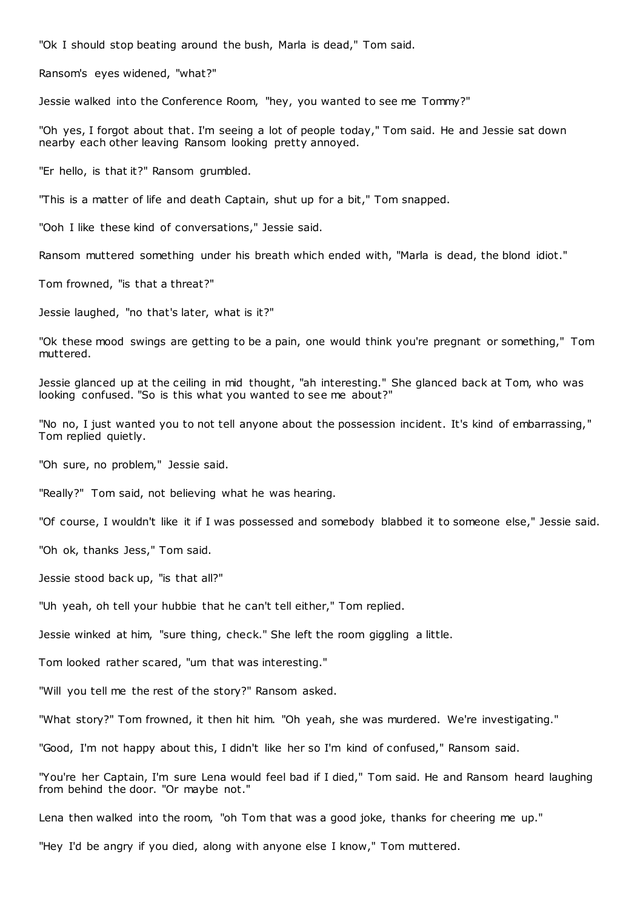"Ok I should stop beating around the bush, Marla is dead," Tom said.

Ransom's eyes widened, "what?"

Jessie walked into the Conference Room, "hey, you wanted to see me Tommy?"

"Oh yes, I forgot about that. I'm seeing a lot of people today," Tom said. He and Jessie sat down nearby each other leaving Ransom looking pretty annoyed.

"Er hello, is that it?" Ransom grumbled.

"This is a matter of life and death Captain, shut up for a bit," Tom snapped.

"Ooh I like these kind of conversations," Jessie said.

Ransom muttered something under his breath which ended with, "Marla is dead, the blond idiot."

Tom frowned, "is that a threat?"

Jessie laughed, "no that's later, what is it?"

"Ok these mood swings are getting to be a pain, one would think you're pregnant or something," Tom muttered.

Jessie glanced up at the ceiling in mid thought, "ah interesting." She glanced back at Tom, who was looking confused. "So is this what you wanted to see me about?"

"No no, I just wanted you to not tell anyone about the possession incident. It's kind of embarrassing," Tom replied quietly.

"Oh sure, no problem," Jessie said.

"Really?" Tom said, not believing what he was hearing.

"Of course, I wouldn't like it if I was possessed and somebody blabbed it to someone else," Jessie said.

"Oh ok, thanks Jess," Tom said.

Jessie stood back up, "is that all?"

"Uh yeah, oh tell your hubbie that he can't tell either," Tom replied.

Jessie winked at him, "sure thing, check." She left the room giggling a little.

Tom looked rather scared, "um that was interesting."

"Will you tell me the rest of the story?" Ransom asked.

"What story?" Tom frowned, it then hit him. "Oh yeah, she was murdered. We're investigating."

"Good, I'm not happy about this, I didn't like her so I'm kind of confused," Ransom said.

"You're her Captain, I'm sure Lena would feel bad if I died," Tom said. He and Ransom heard laughing from behind the door. "Or maybe not."

Lena then walked into the room, "oh Tom that was a good joke, thanks for cheering me up."

"Hey I'd be angry if you died, along with anyone else I know," Tom muttered.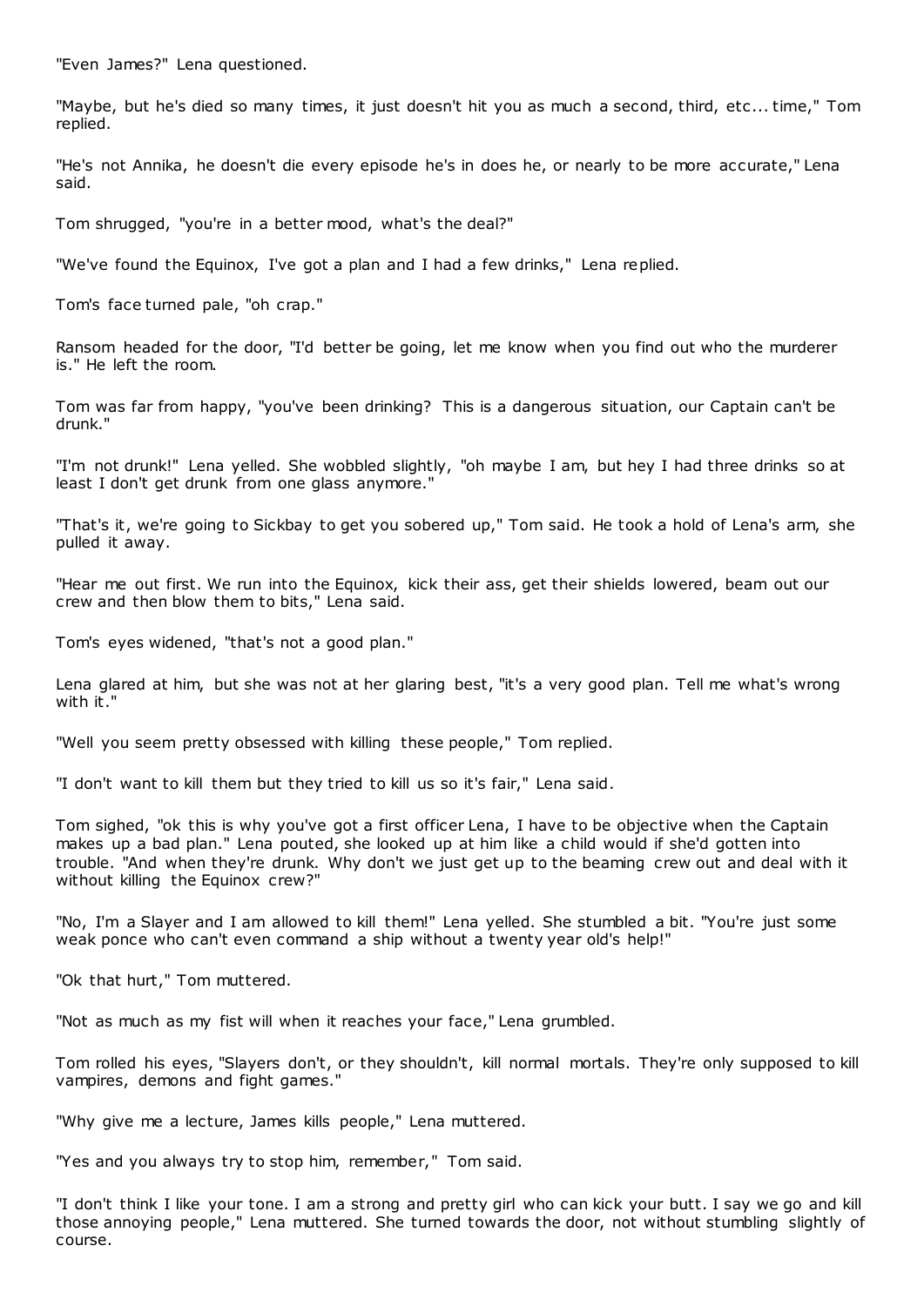"Even James?" Lena questioned.

"Maybe, but he's died so many times, it just doesn't hit you as much a second, third, etc... time," Tom replied.

"He's not Annika, he doesn't die every episode he's in does he, or nearly to be more accurate," Lena said.

Tom shrugged, "you're in a better mood, what's the deal?"

"We've found the Equinox, I've got a plan and I had a few drinks," Lena replied.

Tom's face turned pale, "oh crap."

Ransom headed for the door, "I'd better be going, let me know when you find out who the murderer is." He left the room.

Tom was far from happy, "you've been drinking? This is a dangerous situation, our Captain can't be drunk."

"I'm not drunk!" Lena yelled. She wobbled slightly, "oh maybe I am, but hey I had three drinks so at least I don't get drunk from one glass anymore."

"That's it, we're going to Sickbay to get you sobered up," Tom said. He took a hold of Lena's arm, she pulled it away.

"Hear me out first. We run into the Equinox, kick their ass, get their shields lowered, beam out our crew and then blow them to bits," Lena said.

Tom's eyes widened, "that's not a good plan."

Lena glared at him, but she was not at her glaring best, "it's a very good plan. Tell me what's wrong with it."

"Well you seem pretty obsessed with killing these people," Tom replied.

"I don't want to kill them but they tried to kill us so it's fair," Lena said.

Tom sighed, "ok this is why you've got a first officer Lena, I have to be objective when the Captain makes up a bad plan." Lena pouted, she looked up at him like a child would if she'd gotten into trouble. "And when they're drunk. Why don't we just get up to the beaming crew out and deal with it without killing the Equinox crew?"

"No, I'm a Slayer and I am allowed to kill them!" Lena yelled. She stumbled a bit. "You're just some weak ponce who can't even command a ship without a twenty year old's help!"

"Ok that hurt," Tom muttered.

"Not as much as my fist will when it reaches your face," Lena grumbled.

Tom rolled his eyes, "Slayers don't, or they shouldn't, kill normal mortals. They're only supposed to kill vampires, demons and fight games."

"Why give me a lecture, James kills people," Lena muttered.

"Yes and you always try to stop him, remember," Tom said.

"I don't think I like your tone. I am a strong and pretty girl who can kick your butt. I say we go and kill those annoying people," Lena muttered. She turned towards the door, not without stumbling slightly of course.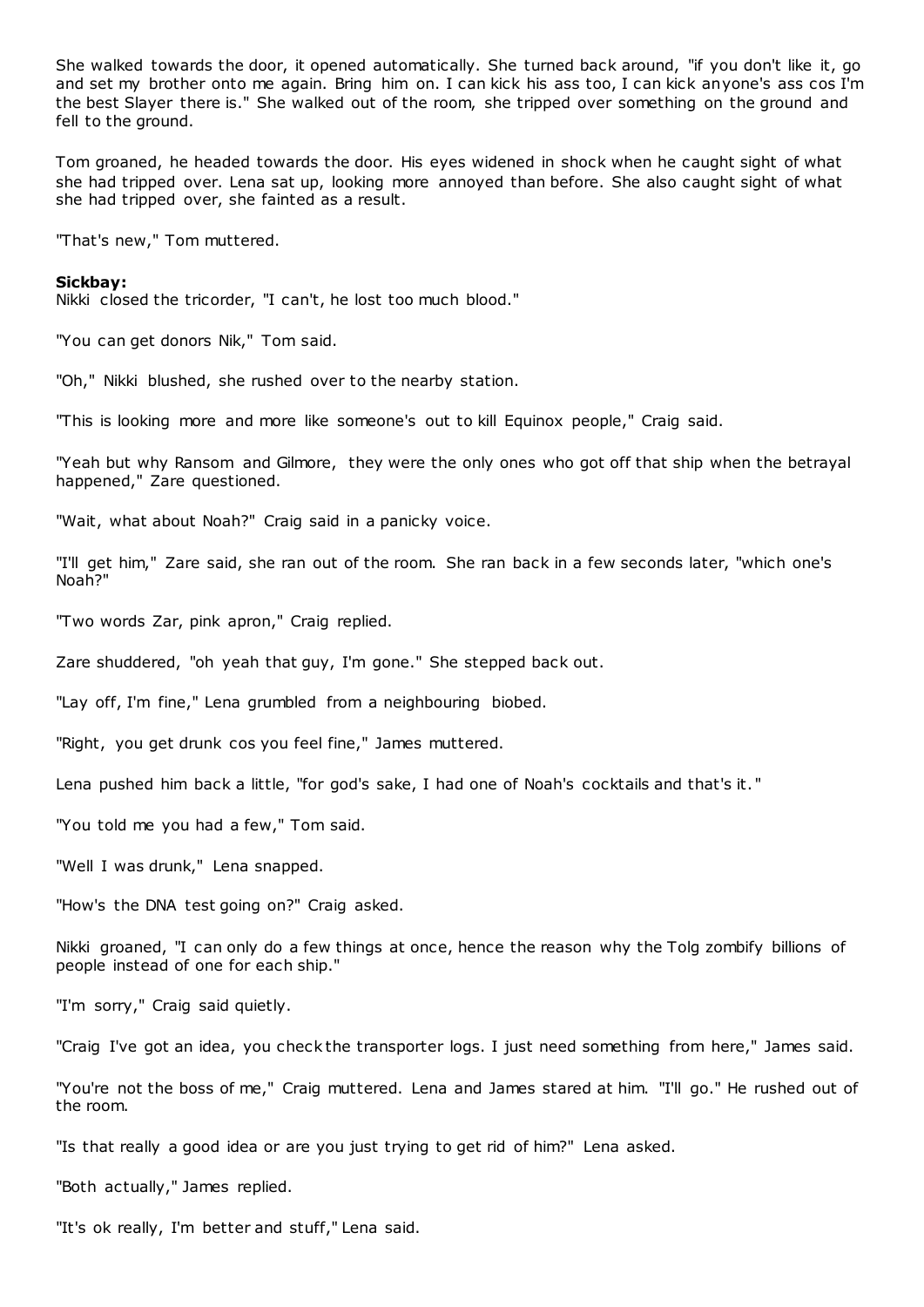She walked towards the door, it opened automatically. She turned back around, "if you don't like it, go and set my brother onto me again. Bring him on. I can kick his ass too, I can kick anyone's ass cos I'm the best Slayer there is." She walked out of the room, she tripped over something on the ground and fell to the ground.

Tom groaned, he headed towards the door. His eyes widened in shock when he caught sight of what she had tripped over. Lena sat up, looking more annoyed than before. She also caught sight of what she had tripped over, she fainted as a result.

"That's new," Tom muttered.

**Sickbay:**

Nikki closed the tricorder, "I can't, he lost too much blood."

"You can get donors Nik," Tom said.

"Oh," Nikki blushed, she rushed over to the nearby station.

"This is looking more and more like someone's out to kill Equinox people," Craig said.

"Yeah but why Ransom and Gilmore, they were the only ones who got off that ship when the betrayal happened," Zare questioned.

"Wait, what about Noah?" Craig said in a panicky voice.

"I'll get him," Zare said, she ran out of the room. She ran back in a few seconds later, "which one's Noah?"

"Two words Zar, pink apron," Craig replied.

Zare shuddered, "oh yeah that guy, I'm gone." She stepped back out.

"Lay off, I'm fine," Lena grumbled from a neighbouring biobed.

"Right, you get drunk cos you feel fine," James muttered.

Lena pushed him back a little, "for god's sake, I had one of Noah's cocktails and that's it."

"You told me you had a few," Tom said.

"Well I was drunk," Lena snapped.

"How's the DNA test going on?" Craig asked.

Nikki groaned, "I can only do a few things at once, hence the reason why the Tolg zombify billions of people instead of one for each ship."

"I'm sorry," Craig said quietly.

"Craig I've got an idea, you check the transporter logs. I just need something from here," James said.

"You're not the boss of me," Craig muttered. Lena and James stared at him. "I'll go." He rushed out of the room.

"Is that really a good idea or are you just trying to get rid of him?" Lena asked.

"Both actually," James replied.

"It's ok really, I'm better and stuff," Lena said.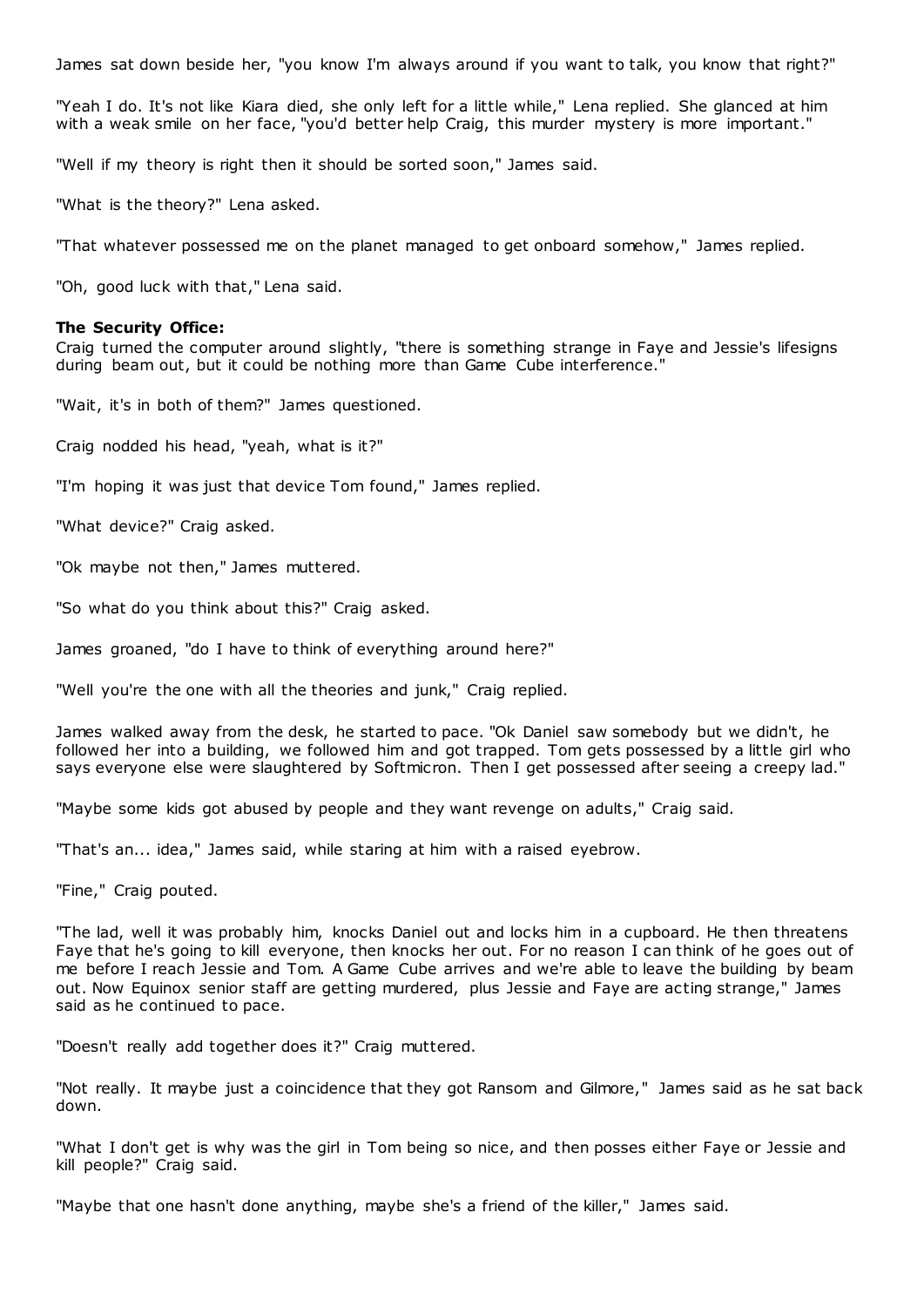James sat down beside her, "you know I'm always around if you want to talk, you know that right?"

"Yeah I do. It's not like Kiara died, she only left for a little while," Lena replied. She glanced at him with a weak smile on her face, "you'd better help Craig, this murder mystery is more important."

"Well if my theory is right then it should be sorted soon," James said.

"What is the theory?" Lena asked.

"That whatever possessed me on the planet managed to get onboard somehow," James replied.

"Oh, good luck with that," Lena said.

**The Security Office:**
Craig turned the computer around slightly, "there is something strange in Faye and Jessie's lifesigns during beam out, but it could be nothing more than Game Cube interference."

"Wait, it's in both of them?" James questioned.

Craig nodded his head, "yeah, what is it?"

"I'm hoping it was just that device Tom found," James replied.

"What device?" Craig asked.

"Ok maybe not then," James muttered.

"So what do you think about this?" Craig asked.

James groaned, "do I have to think of everything around here?"

"Well you're the one with all the theories and junk," Craig replied.

James walked away from the desk, he started to pace. "Ok Daniel saw somebody but we didn't, he followed her into a building, we followed him and got trapped. Tom gets possessed by a little girl who says everyone else were slaughtered by Softmicron. Then I get possessed after seeing a creepy lad."

"Maybe some kids got abused by people and they want revenge on adults," Craig said.

"That's an... idea," James said, while staring at him with a raised eyebrow.

"Fine," Craig pouted.

"The lad, well it was probably him, knocks Daniel out and locks him in a cupboard. He then threatens Faye that he's going to kill everyone, then knocks her out. For no reason I can think of he goes out of me before I reach Jessie and Tom. A Game Cube arrives and we're able to leave the building by beam out. Now Equinox senior staff are getting murdered, plus Jessie and Faye are acting strange," James said as he continued to pace.

"Doesn't really add together does it?" Craig muttered.

"Not really. It maybe just a coincidence that they got Ransom and Gilmore," James said as he sat back down.

"What I don't get is why was the girl in Tom being so nice, and then posses either Faye or Jessie and kill people?" Craig said.

"Maybe that one hasn't done anything, maybe she's a friend of the killer," James said.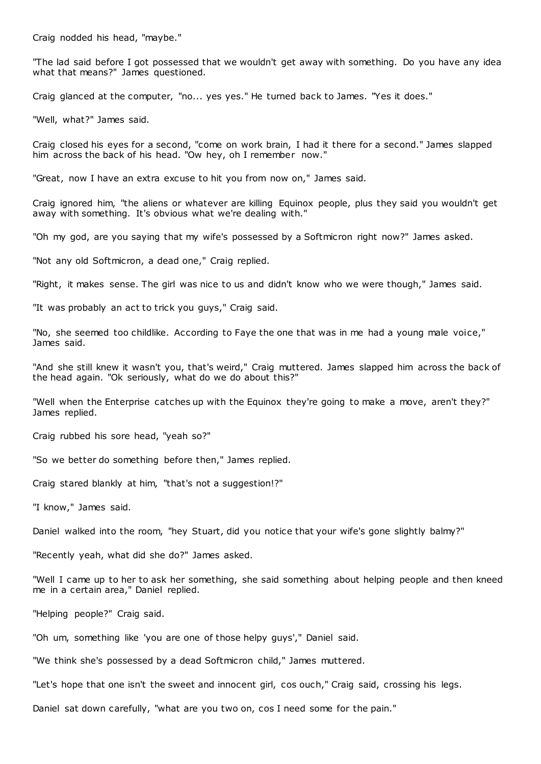Craig nodded his head, "maybe."

"The lad said before I got possessed that we wouldn't get away with something. Do you have any idea what that means?" James questioned.

Craig glanced at the computer, "no... yes yes." He turned back to James. "Yes it does."

"Well, what?" James said.

Craig closed his eyes for a second, "come on work brain, I had it there for a second." James slapped him across the back of his head. "Ow hey, oh I remember now."

"Great, now I have an extra excuse to hit you from now on," James said.

Craig ignored him, "the aliens or whatever are killing Equinox people, plus they said you wouldn't get away with something. It's obvious what we're dealing with."

"Oh my god, are you saying that my wife's possessed by a Softmicron right now?" James asked.

"Not any old Softmicron, a dead one," Craig replied.

"Right, it makes sense. The girl was nice to us and didn't know who we were though," James said.

"It was probably an act to trick you guys," Craig said.

"No, she seemed too childlike. According to Faye the one that was in me had a young male voice," James said.

"And she still knew it wasn't you, that's weird," Craig muttered. James slapped him across the back of the head again. "Ok seriously, what do we do about this?"

"Well when the Enterprise catches up with the Equinox they're going to make a move, aren't they?" James replied.

Craig rubbed his sore head, "yeah so?"

"So we better do something before then," James replied.

Craig stared blankly at him, "that's not a suggestion!?"

"I know," James said.

Daniel walked into the room, "hey Stuart, did you notice that your wife's gone slightly balmy?"

"Recently yeah, what did she do?" James asked.

"Well I came up to her to ask her something, she said something about helping people and then kneed me in a certain area," Daniel replied.

"Helping people?" Craig said.

"Oh um, something like 'you are one of those helpy guys'," Daniel said.

"We think she's possessed by a dead Softmicron child," James muttered.

"Let's hope that one isn't the sweet and innocent girl, cos ouch," Craig said, crossing his legs.

Daniel sat down carefully, "what are you two on, cos I need some for the pain."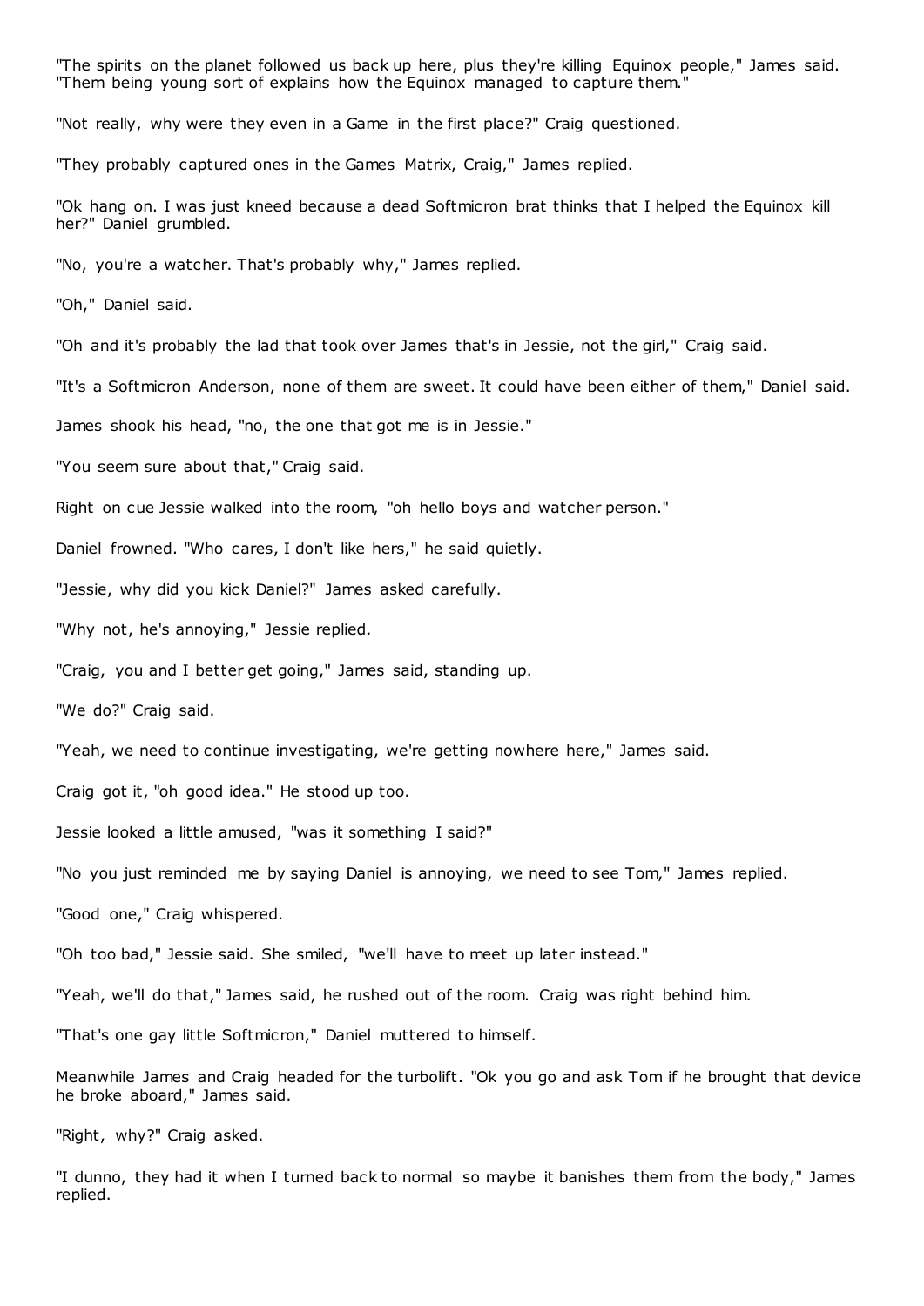"The spirits on the planet followed us back up here, plus they're killing Equinox people," James said. "Them being young sort of explains how the Equinox managed to capture them."

"Not really, why were they even in a Game in the first place?" Craig questioned.

"They probably captured ones in the Games Matrix, Craig," James replied.

"Ok hang on. I was just kneed because a dead Softmicron brat thinks that I helped the Equinox kill her?" Daniel grumbled.

"No, you're a watcher. That's probably why," James replied.

"Oh," Daniel said.

"Oh and it's probably the lad that took over James that's in Jessie, not the girl," Craig said.

"It's a Softmicron Anderson, none of them are sweet. It could have been either of them," Daniel said.

James shook his head, "no, the one that got me is in Jessie."

"You seem sure about that," Craig said.

Right on cue Jessie walked into the room, "oh hello boys and watcher person."

Daniel frowned. "Who cares, I don't like hers," he said quietly.

"Jessie, why did you kick Daniel?" James asked carefully.

"Why not, he's annoying," Jessie replied.

"Craig, you and I better get going," James said, standing up.

"We do?" Craig said.

"Yeah, we need to continue investigating, we're getting nowhere here," James said.

Craig got it, "oh good idea." He stood up too.

Jessie looked a little amused, "was it something I said?"

"No you just reminded me by saying Daniel is annoying, we need to see Tom," James replied.

"Good one," Craig whispered.

"Oh too bad," Jessie said. She smiled, "we'll have to meet up later instead."

"Yeah, we'll do that," James said, he rushed out of the room. Craig was right behind him.

"That's one gay little Softmicron," Daniel muttered to himself.

Meanwhile James and Craig headed for the turbolift. "Ok you go and ask Tom if he brought that device he broke aboard," James said.

"Right, why?" Craig asked.

"I dunno, they had it when I turned back to normal so maybe it banishes them from the body," James replied.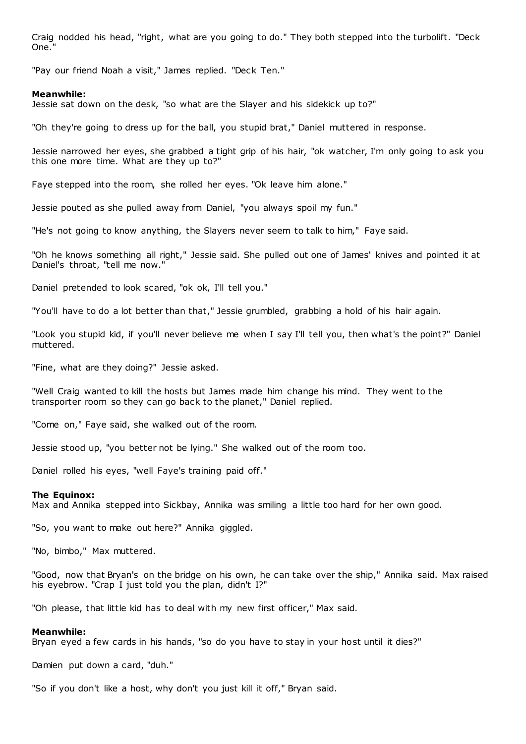Craig nodded his head, "right, what are you going to do." They both stepped into the turbolift. "Deck One."

"Pay our friend Noah a visit," James replied. "Deck Ten."

**Meanwhile:**
Jessie sat down on the desk, "so what are the Slayer and his sidekick up to?"

"Oh they're going to dress up for the ball, you stupid brat," Daniel muttered in response.

Jessie narrowed her eyes, she grabbed a tight grip of his hair, "ok watcher, I'm only going to ask you this one more time. What are they up to?"

Faye stepped into the room, she rolled her eyes. "Ok leave him alone."

Jessie pouted as she pulled away from Daniel, "you always spoil my fun."

"He's not going to know anything, the Slayers never seem to talk to him," Faye said.

"Oh he knows something all right," Jessie said. She pulled out one of James' knives and pointed it at Daniel's throat, "tell me now."

Daniel pretended to look scared, "ok ok, I'll tell you."

"You'll have to do a lot better than that," Jessie grumbled, grabbing a hold of his hair again.

"Look you stupid kid, if you'll never believe me when I say I'll tell you, then what's the point?" Daniel muttered.

"Fine, what are they doing?" Jessie asked.

"Well Craig wanted to kill the hosts but James made him change his mind. They went to the transporter room so they can go back to the planet," Daniel replied.

"Come on," Faye said, she walked out of the room.

Jessie stood up, "you better not be lying." She walked out of the room too.

Daniel rolled his eyes, "well Faye's training paid off."

**The Equinox:**
Max and Annika stepped into Sickbay, Annika was smiling a little too hard for her own good.

"So, you want to make out here?" Annika giggled.

"No, bimbo," Max muttered.

"Good, now that Bryan's on the bridge on his own, he can take over the ship," Annika said. Max raised his eyebrow. "Crap I just told you the plan, didn't I?"

"Oh please, that little kid has to deal with my new first officer," Max said.

**Meanwhile:**
Bryan eyed a few cards in his hands, "so do you have to stay in your host until it dies?"

Damien put down a card, "duh."

"So if you don't like a host, why don't you just kill it off," Bryan said.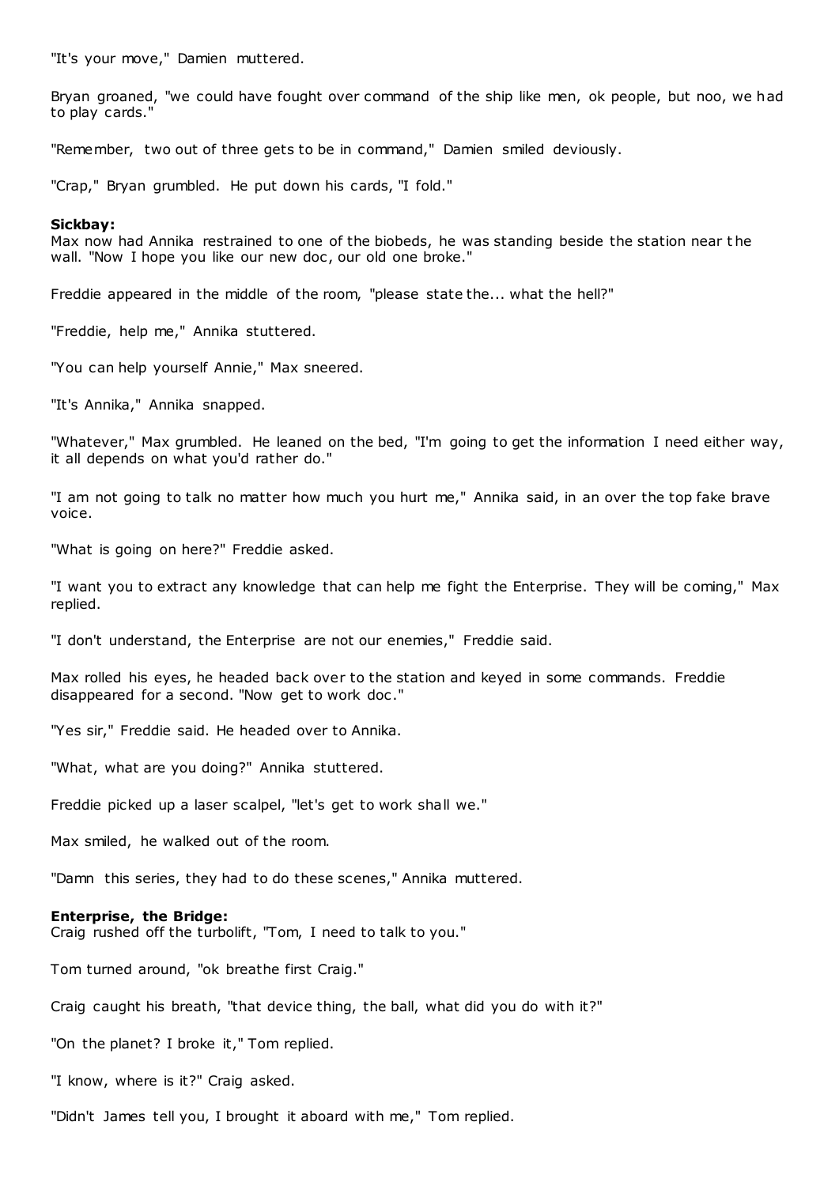"It's your move," Damien muttered.

Bryan groaned, "we could have fought over command of the ship like men, ok people, but noo, we had to play cards."

"Remember, two out of three gets to be in command," Damien smiled deviously.

"Crap," Bryan grumbled. He put down his cards, "I fold."

**Sickbay:**
Max now had Annika restrained to one of the biobeds, he was standing beside the station near the wall. "Now I hope you like our new doc, our old one broke."

Freddie appeared in the middle of the room, "please state the... what the hell?"

"Freddie, help me," Annika stuttered.

"You can help yourself Annie," Max sneered.

"It's Annika," Annika snapped.

"Whatever," Max grumbled. He leaned on the bed, "I'm going to get the information I need either way, it all depends on what you'd rather do."

"I am not going to talk no matter how much you hurt me," Annika said, in an over the top fake brave voice.

"What is going on here?" Freddie asked.

"I want you to extract any knowledge that can help me fight the Enterprise. They will be coming," Max replied.

"I don't understand, the Enterprise are not our enemies," Freddie said.

Max rolled his eyes, he headed back over to the station and keyed in some commands. Freddie disappeared for a second. "Now get to work doc."

"Yes sir," Freddie said. He headed over to Annika.

"What, what are you doing?" Annika stuttered.

Freddie picked up a laser scalpel, "let's get to work shall we."

Max smiled, he walked out of the room.

"Damn this series, they had to do these scenes," Annika muttered.

**Enterprise, the Bridge:**
Craig rushed off the turbolift, "Tom, I need to talk to you."

Tom turned around, "ok breathe first Craig."

Craig caught his breath, "that device thing, the ball, what did you do with it?"

"On the planet? I broke it," Tom replied.

"I know, where is it?" Craig asked.

"Didn't James tell you, I brought it aboard with me," Tom replied.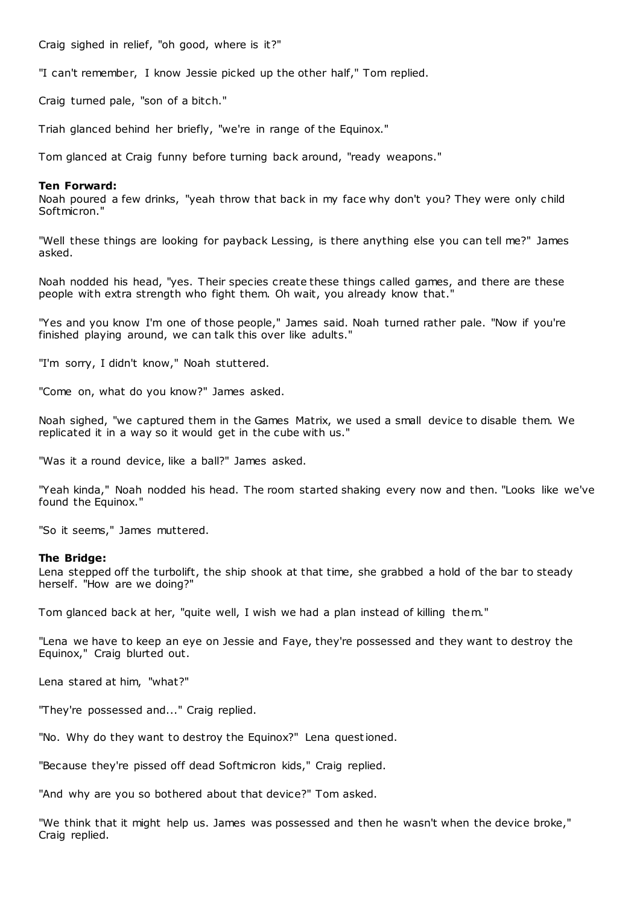Craig sighed in relief, "oh good, where is it?"

"I can't remember, I know Jessie picked up the other half," Tom replied.

Craig turned pale, "son of a bitch."

Triah glanced behind her briefly, "we're in range of the Equinox."

Tom glanced at Craig funny before turning back around, "ready weapons."

**Ten Forward:**
Noah poured a few drinks, "yeah throw that back in my face why don't you? They were only child Softmicron."

"Well these things are looking for payback Lessing, is there anything else you can tell me?" James asked.

Noah nodded his head, "yes. Their species create these things called games, and there are these people with extra strength who fight them. Oh wait, you already know that."

"Yes and you know I'm one of those people," James said. Noah turned rather pale. "Now if you're finished playing around, we can talk this over like adults."

"I'm sorry, I didn't know," Noah stuttered.

"Come on, what do you know?" James asked.

Noah sighed, "we captured them in the Games Matrix, we used a small device to disable them. We replicated it in a way so it would get in the cube with us."

"Was it a round device, like a ball?" James asked.

"Yeah kinda," Noah nodded his head. The room started shaking every now and then. "Looks like we've found the Equinox."

"So it seems," James muttered.

**The Bridge:**
Lena stepped off the turbolift, the ship shook at that time, she grabbed a hold of the bar to steady herself. "How are we doing?"

Tom glanced back at her, "quite well, I wish we had a plan instead of killing them."

"Lena we have to keep an eye on Jessie and Faye, they're possessed and they want to destroy the Equinox," Craig blurted out.

Lena stared at him, "what?"

"They're possessed and..." Craig replied.

"No. Why do they want to destroy the Equinox?" Lena questioned.

"Because they're pissed off dead Softmicron kids," Craig replied.

"And why are you so bothered about that device?" Tom asked.

"We think that it might help us. James was possessed and then he wasn't when the device broke," Craig replied.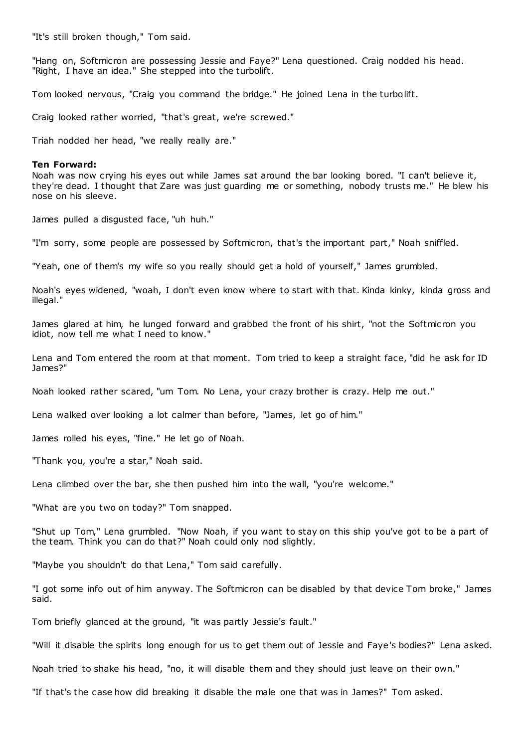"It's still broken though," Tom said.

"Hang on, Softmicron are possessing Jessie and Faye?" Lena questioned. Craig nodded his head. "Right, I have an idea." She stepped into the turbolift.

Tom looked nervous, "Craig you command the bridge." He joined Lena in the turbolift.

Craig looked rather worried, "that's great, we're screwed."

Triah nodded her head, "we really really are."

**Ten Forward:**
Noah was now crying his eyes out while James sat around the bar looking bored. "I can't believe it, they're dead. I thought that Zare was just guarding me or something, nobody trusts me." He blew his nose on his sleeve.

James pulled a disgusted face, "uh huh."

"I'm sorry, some people are possessed by Softmicron, that's the important part," Noah sniffled.

"Yeah, one of them's my wife so you really should get a hold of yourself," James grumbled.

Noah's eyes widened, "woah, I don't even know where to start with that. Kinda kinky, kinda gross and illegal."

James glared at him, he lunged forward and grabbed the front of his shirt, "not the Softmicron you idiot, now tell me what I need to know."

Lena and Tom entered the room at that moment. Tom tried to keep a straight face, "did he ask for ID James?"

Noah looked rather scared, "um Tom. No Lena, your crazy brother is crazy. Help me out."

Lena walked over looking a lot calmer than before, "James, let go of him."

James rolled his eyes, "fine." He let go of Noah.

"Thank you, you're a star," Noah said.

Lena climbed over the bar, she then pushed him into the wall, "you're welcome."

"What are you two on today?" Tom snapped.

"Shut up Tom," Lena grumbled. "Now Noah, if you want to stay on this ship you've got to be a part of the team. Think you can do that?" Noah could only nod slightly.

"Maybe you shouldn't do that Lena," Tom said carefully.

"I got some info out of him anyway. The Softmicron can be disabled by that device Tom broke," James said.

Tom briefly glanced at the ground, "it was partly Jessie's fault."

"Will it disable the spirits long enough for us to get them out of Jessie and Faye's bodies?" Lena asked.

Noah tried to shake his head, "no, it will disable them and they should just leave on their own."

"If that's the case how did breaking it disable the male one that was in James?" Tom asked.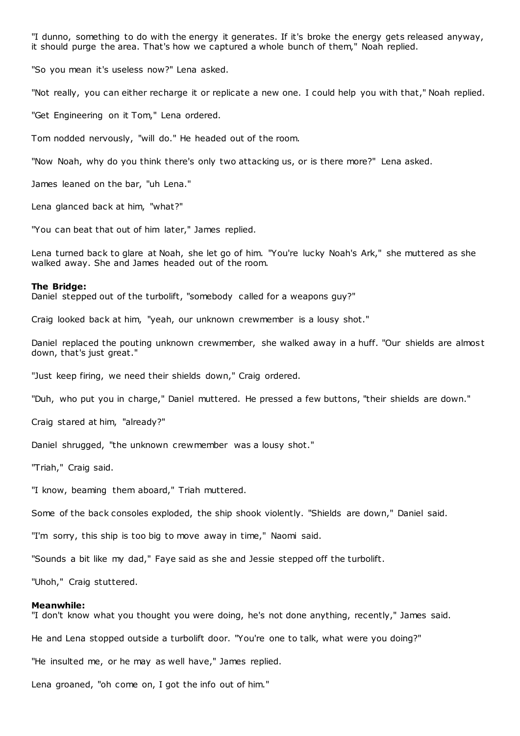"I dunno, something to do with the energy it generates. If it's broke the energy gets released anyway, it should purge the area. That's how we captured a whole bunch of them," Noah replied.

"So you mean it's useless now?" Lena asked.

"Not really, you can either recharge it or replicate a new one. I could help you with that," Noah replied.

"Get Engineering on it Tom," Lena ordered.

Tom nodded nervously, "will do." He headed out of the room.

"Now Noah, why do you think there's only two attacking us, or is there more?" Lena asked.

James leaned on the bar, "uh Lena."

Lena glanced back at him, "what?"

"You can beat that out of him later," James replied.

Lena turned back to glare at Noah, she let go of him. "You're lucky Noah's Ark," she muttered as she walked away. She and James headed out of the room.

**The Bridge:**
Daniel stepped out of the turbolift, "somebody called for a weapons guy?"

Craig looked back at him, "yeah, our unknown crewmember is a lousy shot."

Daniel replaced the pouting unknown crewmember, she walked away in a huff. "Our shields are almost down, that's just great."

"Just keep firing, we need their shields down," Craig ordered.

"Duh, who put you in charge," Daniel muttered. He pressed a few buttons, "their shields are down."

Craig stared at him, "already?"

Daniel shrugged, "the unknown crewmember was a lousy shot."

"Triah," Craig said.

"I know, beaming them aboard," Triah muttered.

Some of the back consoles exploded, the ship shook violently. "Shields are down," Daniel said.

"I'm sorry, this ship is too big to move away in time," Naomi said.

"Sounds a bit like my dad," Faye said as she and Jessie stepped off the turbolift.

"Uhoh," Craig stuttered.

**Meanwhile:**
"I don't know what you thought you were doing, he's not done anything, recently," James said.

He and Lena stopped outside a turbolift door. "You're one to talk, what were you doing?"

"He insulted me, or he may as well have," James replied.

Lena groaned, "oh come on, I got the info out of him."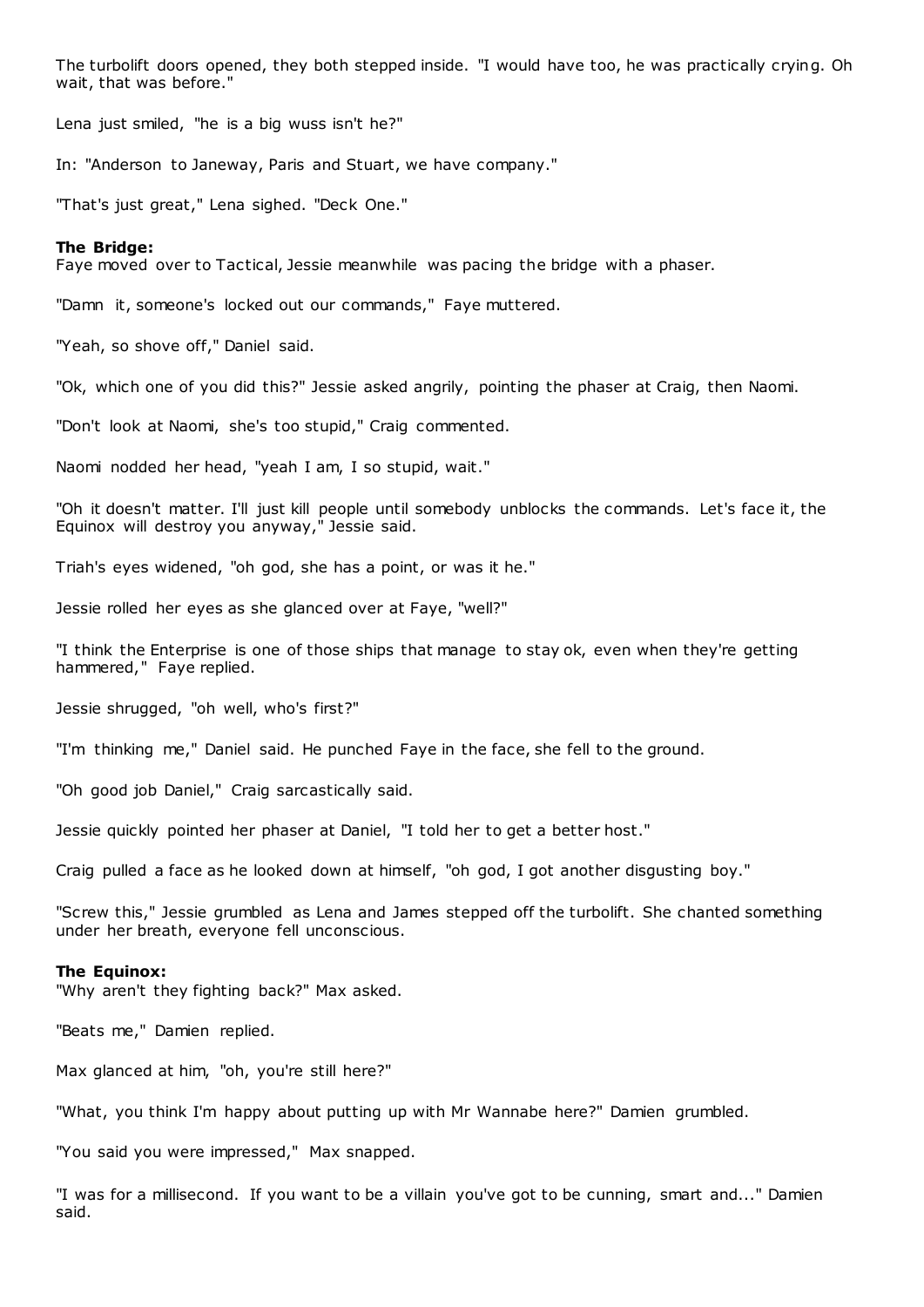The turbolift doors opened, they both stepped inside. "I would have too, he was practically crying. Oh wait, that was before."

Lena just smiled, "he is a big wuss isn't he?"

In: "Anderson to Janeway, Paris and Stuart, we have company."

"That's just great," Lena sighed. "Deck One."

**The Bridge:**
Faye moved over to Tactical, Jessie meanwhile was pacing the bridge with a phaser.

"Damn it, someone's locked out our commands," Faye muttered.

"Yeah, so shove off," Daniel said.

"Ok, which one of you did this?" Jessie asked angrily, pointing the phaser at Craig, then Naomi.

"Don't look at Naomi, she's too stupid," Craig commented.

Naomi nodded her head, "yeah I am, I so stupid, wait."

"Oh it doesn't matter. I'll just kill people until somebody unblocks the commands. Let's face it, the Equinox will destroy you anyway," Jessie said.

Triah's eyes widened, "oh god, she has a point, or was it he."

Jessie rolled her eyes as she glanced over at Faye, "well?"

"I think the Enterprise is one of those ships that manage to stay ok, even when they're getting hammered," Faye replied.

Jessie shrugged, "oh well, who's first?"

"I'm thinking me," Daniel said. He punched Faye in the face, she fell to the ground.

"Oh good job Daniel," Craig sarcastically said.

Jessie quickly pointed her phaser at Daniel, "I told her to get a better host."

Craig pulled a face as he looked down at himself, "oh god, I got another disgusting boy."

"Screw this," Jessie grumbled as Lena and James stepped off the turbolift. She chanted something under her breath, everyone fell unconscious.

**The Equinox:**
"Why aren't they fighting back?" Max asked.

"Beats me," Damien replied.

Max glanced at him, "oh, you're still here?"

"What, you think I'm happy about putting up with Mr Wannabe here?" Damien grumbled.

"You said you were impressed," Max snapped.

"I was for a millisecond. If you want to be a villain you've got to be cunning, smart and..." Damien said.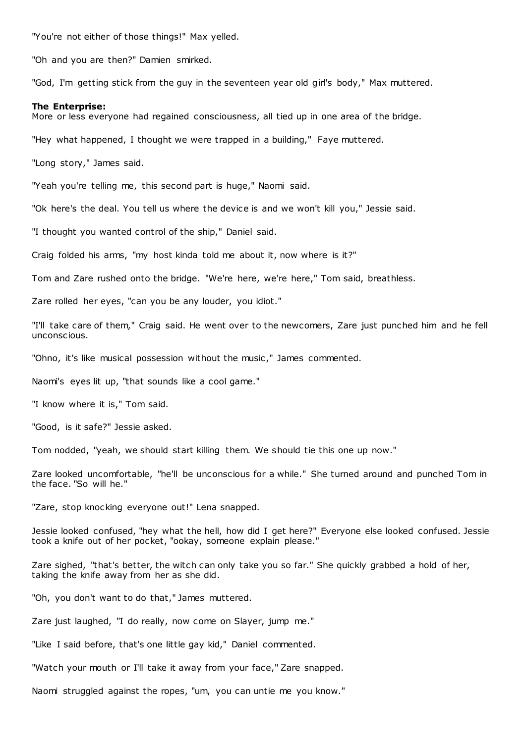"You're not either of those things!" Max yelled.

"Oh and you are then?" Damien smirked.

"God, I'm getting stick from the guy in the seventeen year old girl's body," Max muttered.

**The Enterprise:**
More or less everyone had regained consciousness, all tied up in one area of the bridge.

"Hey what happened, I thought we were trapped in a building," Faye muttered.

"Long story," James said.

"Yeah you're telling me, this second part is huge," Naomi said.

"Ok here's the deal. You tell us where the device is and we won't kill you," Jessie said.

"I thought you wanted control of the ship," Daniel said.

Craig folded his arms, "my host kinda told me about it, now where is it?"

Tom and Zare rushed onto the bridge. "We're here, we're here," Tom said, breathless.

Zare rolled her eyes, "can you be any louder, you idiot."

"I'll take care of them," Craig said. He went over to the newcomers, Zare just punched him and he fell unconscious.

"Ohno, it's like musical possession without the music," James commented.

Naomi's eyes lit up, "that sounds like a cool game."

"I know where it is," Tom said.

"Good, is it safe?" Jessie asked.

Tom nodded, "yeah, we should start killing them. We should tie this one up now."

Zare looked uncomfortable, "he'll be unconscious for a while." She turned around and punched Tom in the face. "So will he."

"Zare, stop knocking everyone out!" Lena snapped.

Jessie looked confused, "hey what the hell, how did I get here?" Everyone else looked confused. Jessie took a knife out of her pocket, "ookay, someone explain please."

Zare sighed, "that's better, the witch can only take you so far." She quickly grabbed a hold of her, taking the knife away from her as she did.

"Oh, you don't want to do that," James muttered.

Zare just laughed, "I do really, now come on Slayer, jump me."

"Like I said before, that's one little gay kid," Daniel commented.

"Watch your mouth or I'll take it away from your face," Zare snapped.

Naomi struggled against the ropes, "um, you can untie me you know."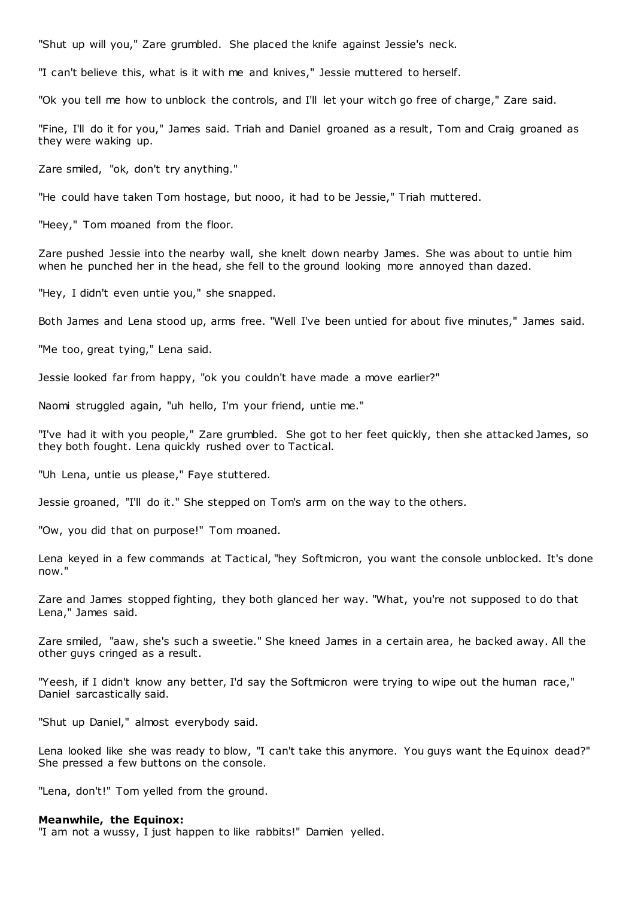"Shut up will you," Zare grumbled. She placed the knife against Jessie's neck.

"I can't believe this, what is it with me and knives," Jessie muttered to herself.

"Ok you tell me how to unblock the controls, and I'll let your witch go free of charge," Zare said.

"Fine, I'll do it for you," James said. Triah and Daniel groaned as a result, Tom and Craig groaned as they were waking up.

Zare smiled, "ok, don't try anything."

"He could have taken Tom hostage, but nooo, it had to be Jessie," Triah muttered.

"Heey," Tom moaned from the floor.

Zare pushed Jessie into the nearby wall, she knelt down nearby James. She was about to untie him when he punched her in the head, she fell to the ground looking more annoyed than dazed.

"Hey, I didn't even untie you," she snapped.

Both James and Lena stood up, arms free. "Well I've been untied for about five minutes," James said.

"Me too, great tying," Lena said.

Jessie looked far from happy, "ok you couldn't have made a move earlier?"

Naomi struggled again, "uh hello, I'm your friend, untie me."

"I've had it with you people," Zare grumbled. She got to her feet quickly, then she attacked James, so they both fought. Lena quickly rushed over to Tactical.

"Uh Lena, untie us please," Faye stuttered.

Jessie groaned, "I'll do it." She stepped on Tom's arm on the way to the others.

"Ow, you did that on purpose!" Tom moaned.

Lena keyed in a few commands at Tactical, "hey Softmicron, you want the console unblocked. It's done now."

Zare and James stopped fighting, they both glanced her way. "What, you're not supposed to do that Lena," James said.

Zare smiled, "aaw, she's such a sweetie." She kneed James in a certain area, he backed away. All the other guys cringed as a result.

"Yeesh, if I didn't know any better, I'd say the Softmicron were trying to wipe out the human race," Daniel sarcastically said.

"Shut up Daniel," almost everybody said.

Lena looked like she was ready to blow, "I can't take this anymore. You guys want the Equinox dead?" She pressed a few buttons on the console.

"Lena, don't!" Tom yelled from the ground.

**Meanwhile, the Equinox:**
"I am not a wussy, I just happen to like rabbits!" Damien yelled.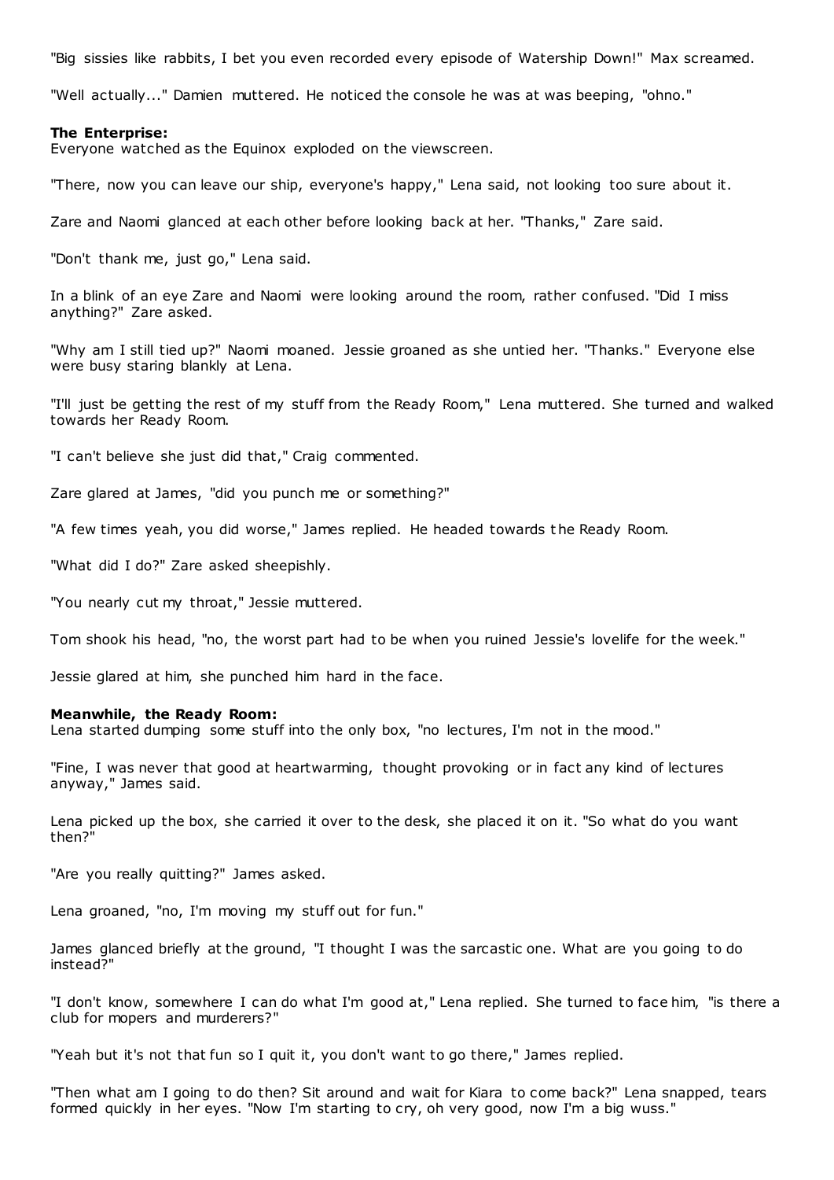"Big sissies like rabbits, I bet you even recorded every episode of Watership Down!" Max screamed.

"Well actually..." Damien muttered. He noticed the console he was at was beeping, "ohno."

**The Enterprise:**
Everyone watched as the Equinox exploded on the viewscreen.

"There, now you can leave our ship, everyone's happy," Lena said, not looking too sure about it.

Zare and Naomi glanced at each other before looking back at her. "Thanks," Zare said.

"Don't thank me, just go," Lena said.

In a blink of an eye Zare and Naomi were looking around the room, rather confused. "Did I miss anything?" Zare asked.

"Why am I still tied up?" Naomi moaned. Jessie groaned as she untied her. "Thanks." Everyone else were busy staring blankly at Lena.

"I'll just be getting the rest of my stuff from the Ready Room," Lena muttered. She turned and walked towards her Ready Room.

"I can't believe she just did that," Craig commented.

Zare glared at James, "did you punch me or something?"

"A few times yeah, you did worse," James replied. He headed towards the Ready Room.

"What did I do?" Zare asked sheepishly.

"You nearly cut my throat," Jessie muttered.

Tom shook his head, "no, the worst part had to be when you ruined Jessie's lovelife for the week."

Jessie glared at him, she punched him hard in the face.

**Meanwhile, the Ready Room:**
Lena started dumping some stuff into the only box, "no lectures, I'm not in the mood."

"Fine, I was never that good at heartwarming, thought provoking or in fact any kind of lectures anyway," James said.

Lena picked up the box, she carried it over to the desk, she placed it on it. "So what do you want then?"

"Are you really quitting?" James asked.

Lena groaned, "no, I'm moving my stuff out for fun."

James glanced briefly at the ground, "I thought I was the sarcastic one. What are you going to do instead?"

"I don't know, somewhere I can do what I'm good at," Lena replied. She turned to face him, "is there a club for mopers and murderers?"

"Yeah but it's not that fun so I quit it, you don't want to go there," James replied.

"Then what am I going to do then? Sit around and wait for Kiara to come back?" Lena snapped, tears formed quickly in her eyes. "Now I'm starting to cry, oh very good, now I'm a big wuss."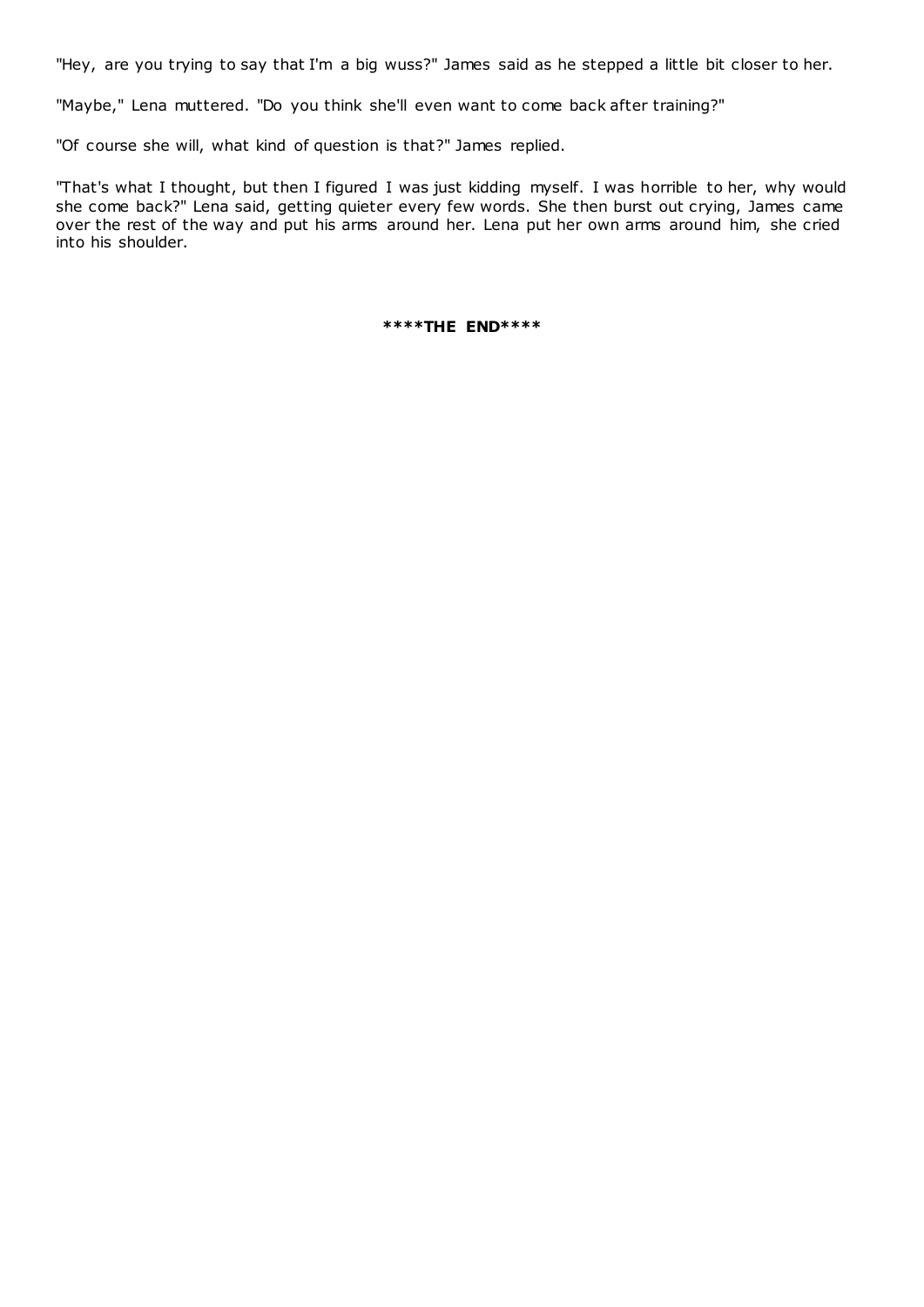"Hey, are you trying to say that I'm a big wuss?" James said as he stepped a little bit closer to her.

"Maybe," Lena muttered. "Do you think she'll even want to come back after training?"

"Of course she will, what kind of question is that?" James replied.

"That's what I thought, but then I figured I was just kidding myself. I was horrible to her, why would she come back?" Lena said, getting quieter every few words. She then burst out crying, James came over the rest of the way and put his arms around her. Lena put her own arms around him, she cried into his shoulder.

**\*\*\*\*THE END\*\*\*\***